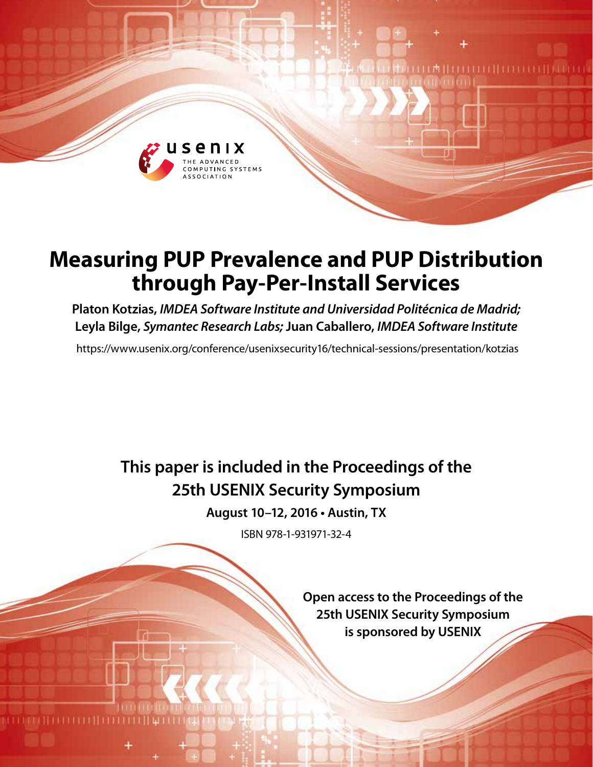# Measuring PUP Prevalence and PUP Distribution through Pay-Per-Install Services

**Platon Kotzias,** *IMDEA Software Institute and Universidad Politécnica de Madrid;* **Leyla Bilge,** *Symantec Research Labs;* **Juan Caballero,** *IMDEA Software Institute*

https://www.usenix.org/conference/usenixsecurity16/technical-sessions/presentation/kotzias

**This paper is included in the Proceedings of the 25th USENIX Security Symposium**

**August 10–12, 2016 • Austin, TX**

ISBN 978-1-931971-32-4

**Open access to the Proceedings of the 25th USENIX Security Symposium is sponsored by USENIX**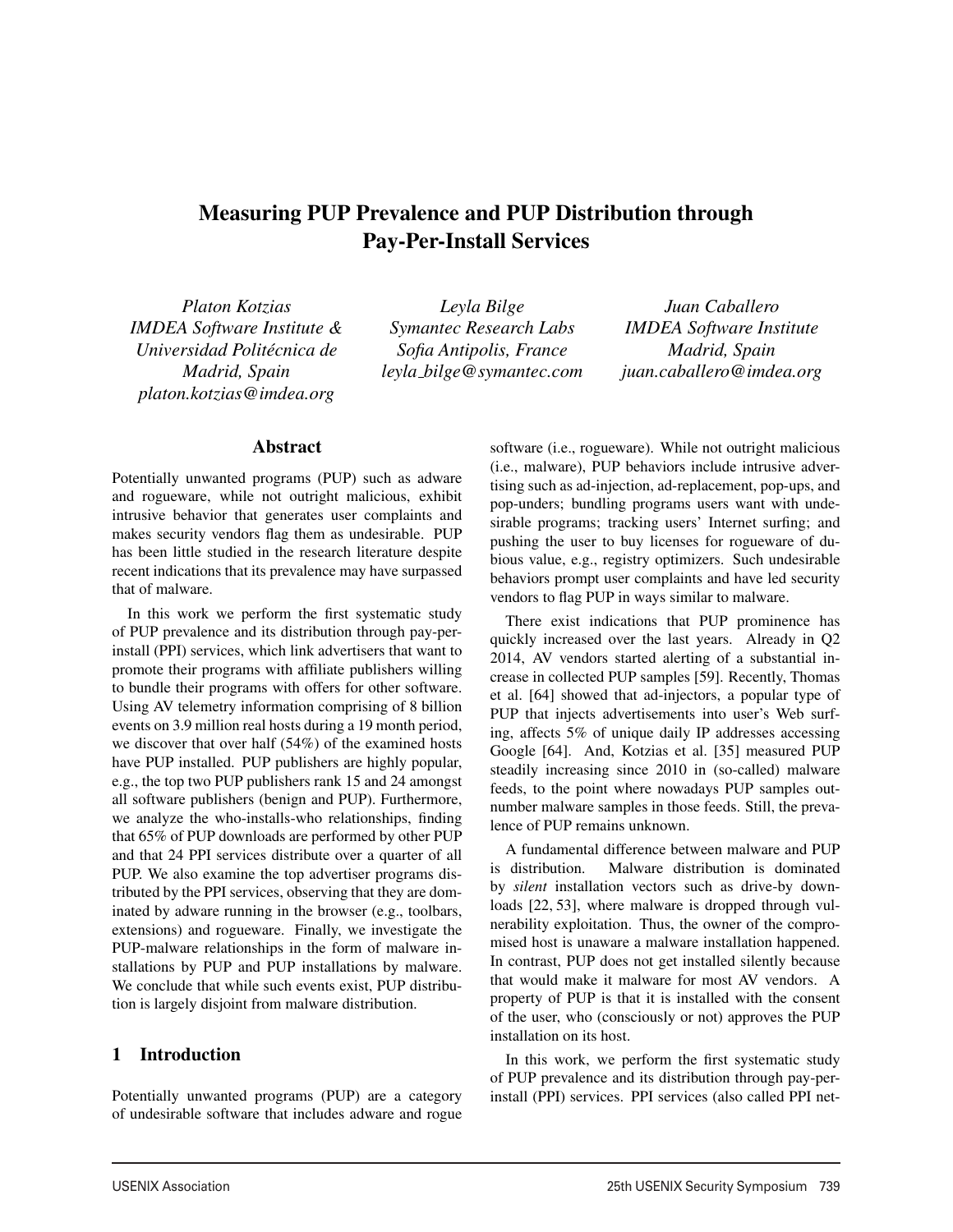# Measuring PUP Prevalence and PUP Distribution through Pay-Per-Install Services

*Platon Kotzias*
*IMDEA Software Institute &*
*Universidad Politécnica de Madrid, Spain*
*platon.kotzias@imdea.org*

*Leyla Bilge*
*Symantec Research Labs*
*Sofia Antipolis, France*
*leyla_bilge@symantec.com*

*Juan Caballero*
*IMDEA Software Institute*
*Madrid, Spain*
*juan.caballero@imdea.org*

## Abstract

Potentially unwanted programs (PUP) such as adware and rogueware, while not outright malicious, exhibit intrusive behavior that generates user complaints and makes security vendors flag them as undesirable. PUP has been little studied in the research literature despite recent indications that its prevalence may have surpassed that of malware.

In this work we perform the first systematic study of PUP prevalence and its distribution through pay-per-install (PPI) services, which link advertisers that want to promote their programs with affiliate publishers willing to bundle their programs with offers for other software. Using AV telemetry information comprising of 8 billion events on 3.9 million real hosts during a 19 month period, we discover that over half (54%) of the examined hosts have PUP installed. PUP publishers are highly popular, e.g., the top two PUP publishers rank 15 and 24 amongst all software publishers (benign and PUP). Furthermore, we analyze the who-installs-who relationships, finding that 65% of PUP downloads are performed by other PUP and that 24 PPI services distribute over a quarter of all PUP. We also examine the top advertiser programs distributed by the PPI services, observing that they are dominated by adware running in the browser (e.g., toolbars, extensions) and rogueware. Finally, we investigate the PUP-malware relationships in the form of malware installations by PUP and PUP installations by malware. We conclude that while such events exist, PUP distribution is largely disjoint from malware distribution.

## 1 Introduction

Potentially unwanted programs (PUP) are a category of undesirable software that includes adware and rogue software (i.e., rogueware). While not outright malicious (i.e., malware), PUP behaviors include intrusive advertising such as ad-injection, ad-replacement, pop-ups, and pop-unders; bundling programs users want with undesirable programs; tracking users' Internet surfing; and pushing the user to buy licenses for rogueware of dubious value, e.g., registry optimizers. Such undesirable behaviors prompt user complaints and have led security vendors to flag PUP in ways similar to malware.

There exist indications that PUP prominence has quickly increased over the last years. Already in Q2 2014, AV vendors started alerting of a substantial increase in collected PUP samples [59]. Recently, Thomas et al. [64] showed that ad-injectors, a popular type of PUP that injects advertisements into user's Web surfing, affects 5% of unique daily IP addresses accessing Google [64]. And, Kotzias et al. [35] measured PUP steadily increasing since 2010 in (so-called) malware feeds, to the point where nowadays PUP samples outnumber malware samples in those feeds. Still, the prevalence of PUP remains unknown.

A fundamental difference between malware and PUP is distribution. Malware distribution is dominated by *silent* installation vectors such as drive-by downloads [22, 53], where malware is dropped through vulnerability exploitation. Thus, the owner of the compromised host is unaware a malware installation happened. In contrast, PUP does not get installed silently because that would make it malware for most AV vendors. A property of PUP is that it is installed with the consent of the user, who (consciously or not) approves the PUP installation on its host.

In this work, we perform the first systematic study of PUP prevalence and its distribution through pay-per-install (PPI) services. PPI services (also called PPI net-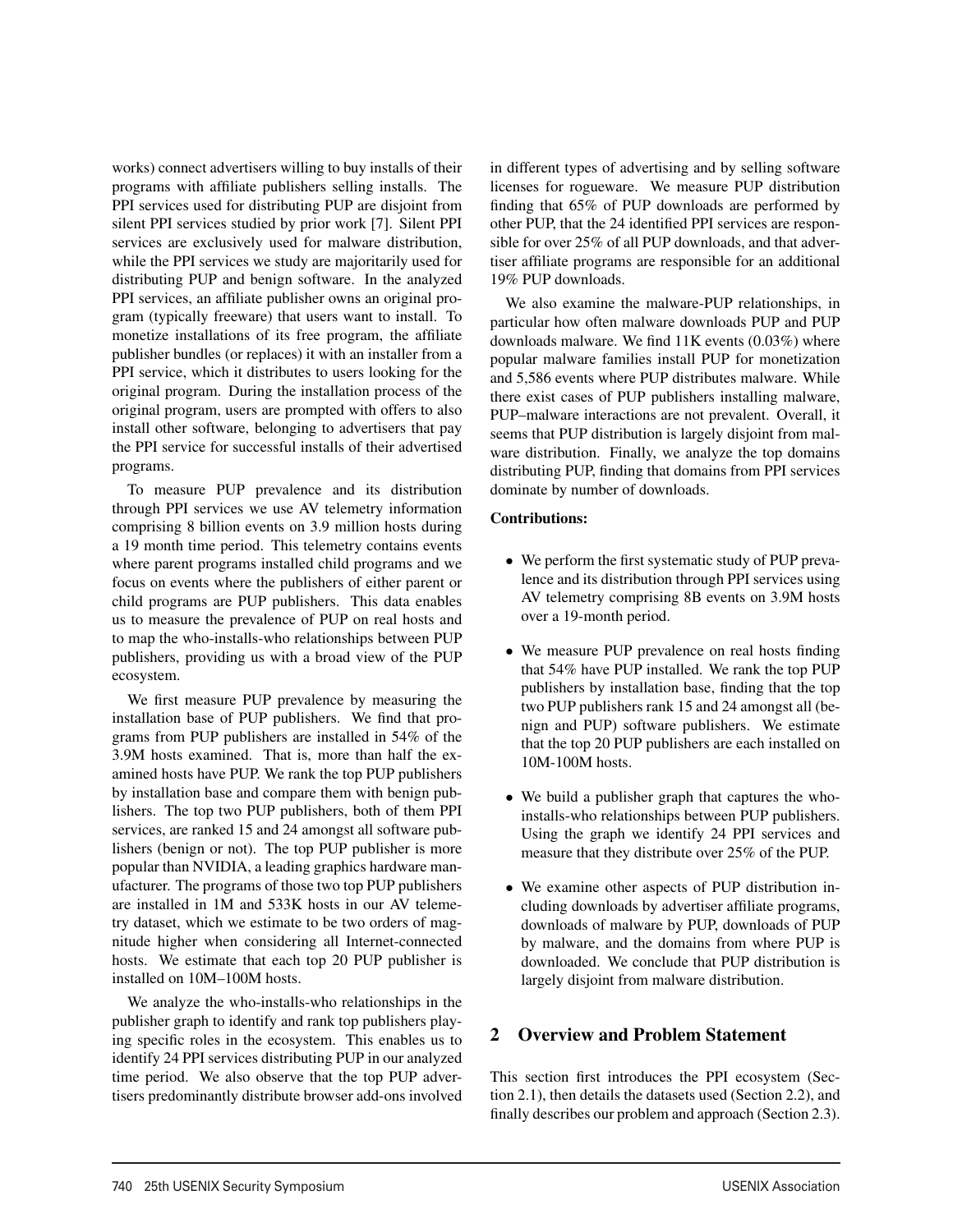works) connect advertisers willing to buy installs of their programs with affiliate publishers selling installs. The PPI services used for distributing PUP are disjoint from silent PPI services studied by prior work [7]. Silent PPI services are exclusively used for malware distribution, while the PPI services we study are majoritarily used for distributing PUP and benign software. In the analyzed PPI services, an affiliate publisher owns an original program (typically freeware) that users want to install. To monetize installations of its free program, the affiliate publisher bundles (or replaces) it with an installer from a PPI service, which it distributes to users looking for the original program. During the installation process of the original program, users are prompted with offers to also install other software, belonging to advertisers that pay the PPI service for successful installs of their advertised programs.

To measure PUP prevalence and its distribution through PPI services we use AV telemetry information comprising 8 billion events on 3.9 million hosts during a 19 month time period. This telemetry contains events where parent programs installed child programs and we focus on events where the publishers of either parent or child programs are PUP publishers. This data enables us to measure the prevalence of PUP on real hosts and to map the who-installs-who relationships between PUP publishers, providing us with a broad view of the PUP ecosystem.

We first measure PUP prevalence by measuring the installation base of PUP publishers. We find that programs from PUP publishers are installed in 54% of the 3.9M hosts examined. That is, more than half the examined hosts have PUP. We rank the top PUP publishers by installation base and compare them with benign publishers. The top two PUP publishers, both of them PPI services, are ranked 15 and 24 amongst all software publishers (benign or not). The top PUP publisher is more popular than NVIDIA, a leading graphics hardware manufacturer. The programs of those two top PUP publishers are installed in 1M and 533K hosts in our AV telemetry dataset, which we estimate to be two orders of magnitude higher when considering all Internet-connected hosts. We estimate that each top 20 PUP publisher is installed on 10M–100M hosts.

We analyze the who-installs-who relationships in the publisher graph to identify and rank top publishers playing specific roles in the ecosystem. This enables us to identify 24 PPI services distributing PUP in our analyzed time period. We also observe that the top PUP advertisers predominantly distribute browser add-ons involved in different types of advertising and by selling software licenses for rogueware. We measure PUP distribution finding that 65% of PUP downloads are performed by other PUP, that the 24 identified PPI services are responsible for over 25% of all PUP downloads, and that advertiser affiliate programs are responsible for an additional 19% PUP downloads.

We also examine the malware-PUP relationships, in particular how often malware downloads PUP and PUP downloads malware. We find 11K events (0.03%) where popular malware families install PUP for monetization and 5,586 events where PUP distributes malware. While there exist cases of PUP publishers installing malware, PUP–malware interactions are not prevalent. Overall, it seems that PUP distribution is largely disjoint from malware distribution. Finally, we analyze the top domains distributing PUP, finding that domains from PPI services dominate by number of downloads.

**Contributions:**

- We perform the first systematic study of PUP prevalence and its distribution through PPI services using AV telemetry comprising 8B events on 3.9M hosts over a 19-month period.
- We measure PUP prevalence on real hosts finding that 54% have PUP installed. We rank the top PUP publishers by installation base, finding that the top two PUP publishers rank 15 and 24 amongst all (benign and PUP) software publishers. We estimate that the top 20 PUP publishers are each installed on 10M-100M hosts.
- We build a publisher graph that captures the who-installs-who relationships between PUP publishers. Using the graph we identify 24 PPI services and measure that they distribute over 25% of the PUP.
- We examine other aspects of PUP distribution including downloads by advertiser affiliate programs, downloads of malware by PUP, downloads of PUP by malware, and the domains from where PUP is downloaded. We conclude that PUP distribution is largely disjoint from malware distribution.

## 2 Overview and Problem Statement

This section first introduces the PPI ecosystem (Section 2.1), then details the datasets used (Section 2.2), and finally describes our problem and approach (Section 2.3).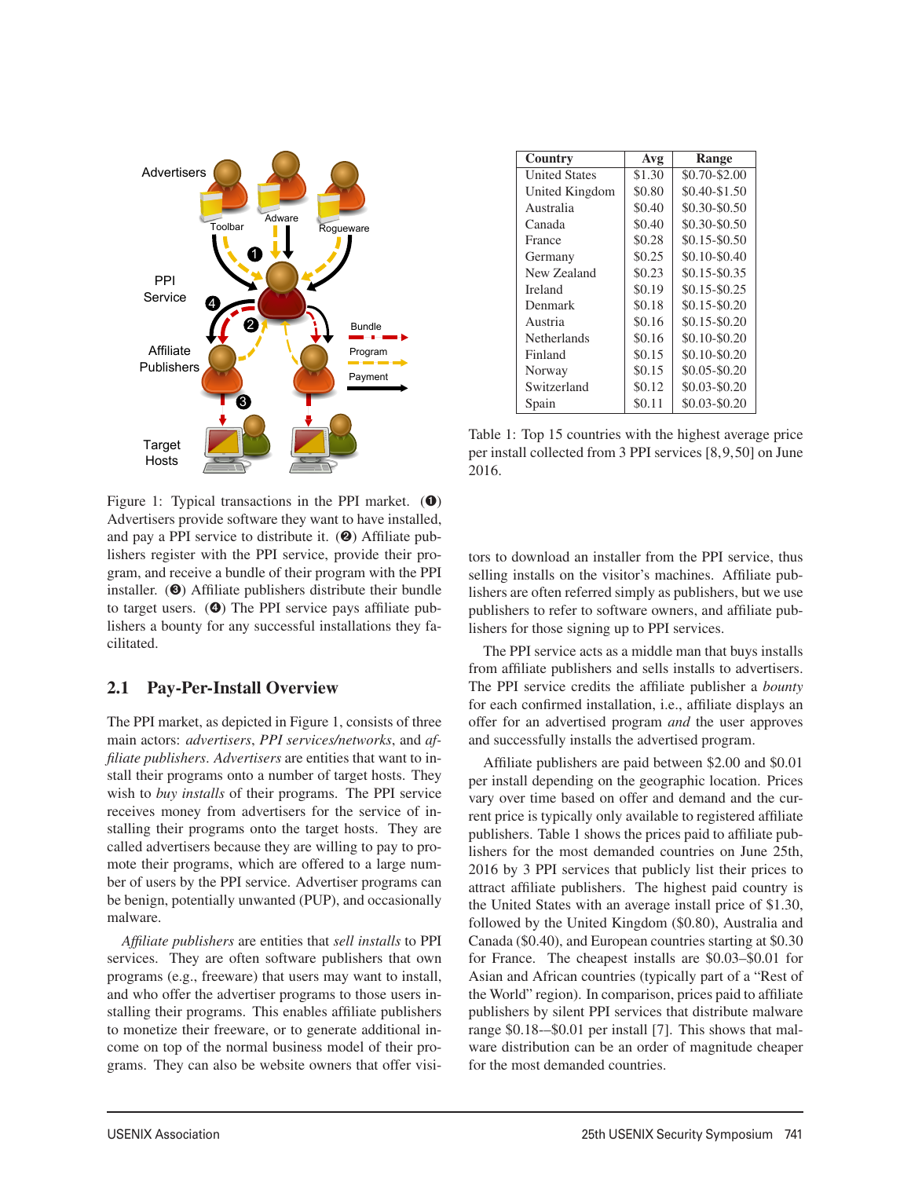Figure 1: Typical transactions in the PPI market. (❶) Advertisers provide software they want to have installed, and pay a PPI service to distribute it. (❷) Affiliate publishers register with the PPI service, provide their program, and receive a bundle of their program with the PPI installer. (❸) Affiliate publishers distribute their bundle to target users. (❹) The PPI service pays affiliate publishers a bounty for any successful installations they facilitated.

| Country | Avg | Range |
|---|---|---|
| United States | $1.30 | $0.70-$2.00 |
| United Kingdom | $0.80 | $0.40-$1.50 |
| Australia | $0.40 | $0.30-$0.50 |
| Canada | $0.40 | $0.30-$0.50 |
| France | $0.28 | $0.15-$0.50 |
| Germany | $0.25 | $0.10-$0.40 |
| New Zealand | $0.23 | $0.15-$0.35 |
| Ireland | $0.19 | $0.15-$0.25 |
| Denmark | $0.18 | $0.15-$0.20 |
| Austria | $0.16 | $0.15-$0.20 |
| Netherlands | $0.16 | $0.10-$0.20 |
| Finland | $0.15 | $0.10-$0.20 |
| Norway | $0.15 | $0.05-$0.20 |
| Switzerland | $0.12 | $0.03-$0.20 |
| Spain | $0.11 | $0.03-$0.20 |

Table 1: Top 15 countries with the highest average price per install collected from 3 PPI services [8,9,50] on June 2016.

## 2.1 Pay-Per-Install Overview

The PPI market, as depicted in Figure 1, consists of three main actors: *advertisers*, *PPI services/networks*, and *affiliate publishers*. *Advertisers* are entities that want to install their programs onto a number of target hosts. They wish to *buy installs* of their programs. The PPI service receives money from advertisers for the service of installing their programs onto the target hosts. They are called advertisers because they are willing to pay to promote their programs, which are offered to a large number of users by the PPI service. Advertiser programs can be benign, potentially unwanted (PUP), and occasionally malware.

*Affiliate publishers* are entities that *sell installs* to PPI services. They are often software publishers that own programs (e.g., freeware) that users may want to install, and who offer the advertiser programs to those users installing their programs. This enables affiliate publishers to monetize their freeware, or to generate additional income on top of the normal business model of their programs. They can also be website owners that offer visitors to download an installer from the PPI service, thus selling installs on the visitor's machines. Affiliate publishers are often referred simply as publishers, but we use publishers to refer to software owners, and affiliate publishers for those signing up to PPI services.

The PPI service acts as a middle man that buys installs from affiliate publishers and sells installs to advertisers. The PPI service credits the affiliate publisher a *bounty* for each confirmed installation, i.e., affiliate displays an offer for an advertised program *and* the user approves and successfully installs the advertised program.

Affiliate publishers are paid between $2.00 and $0.01 per install depending on the geographic location. Prices vary over time based on offer and demand and the current price is typically only available to registered affiliate publishers. Table 1 shows the prices paid to affiliate publishers for the most demanded countries on June 25th, 2016 by 3 PPI services that publicly list their prices to attract affiliate publishers. The highest paid country is the United States with an average install price of $1.30, followed by the United Kingdom ($0.80), Australia and Canada ($0.40), and European countries starting at $0.30 for France. The cheapest installs are $0.03–$0.01 for Asian and African countries (typically part of a "Rest of the World" region). In comparison, prices paid to affiliate publishers by silent PPI services that distribute malware range $0.18-–$0.01 per install [7]. This shows that malware distribution can be an order of magnitude cheaper for the most demanded countries.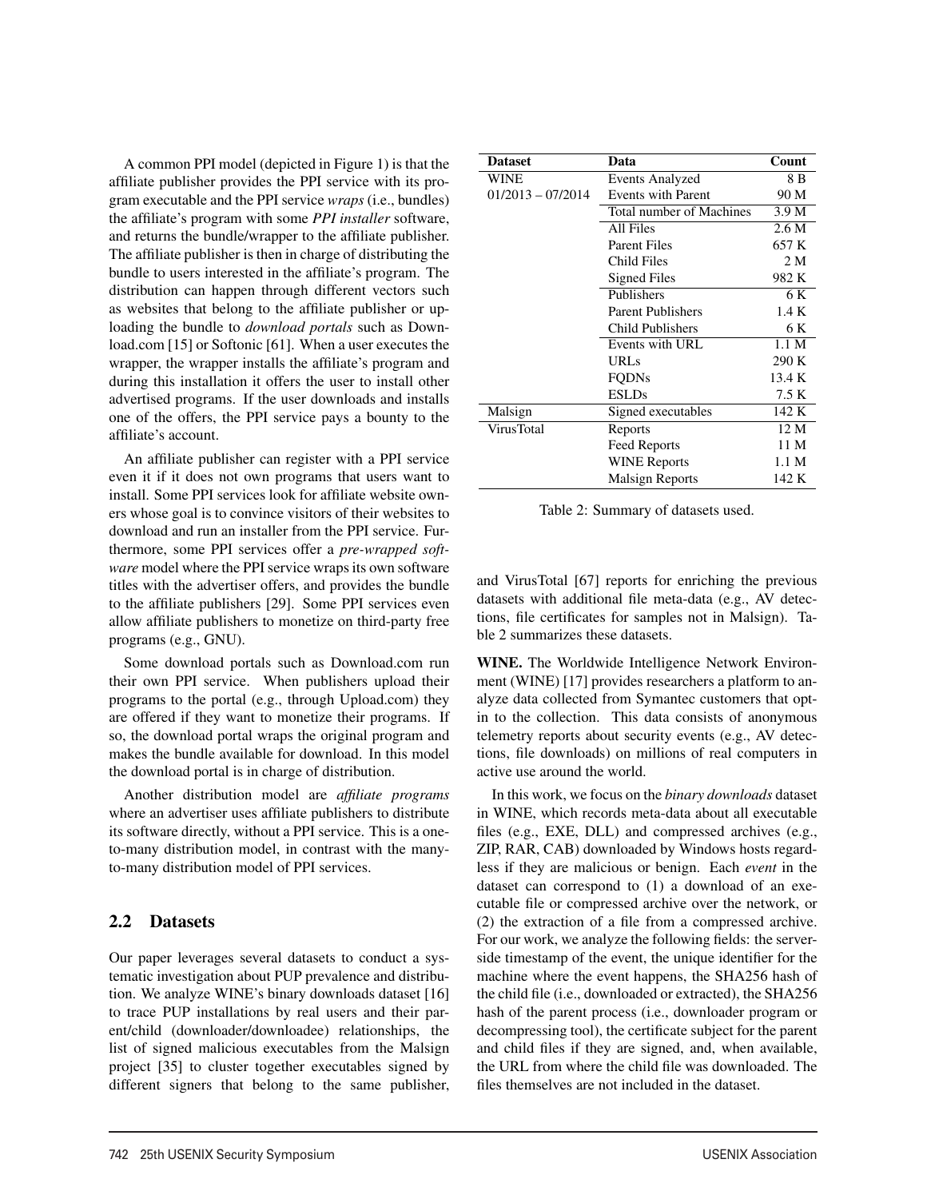A common PPI model (depicted in Figure 1) is that the affiliate publisher provides the PPI service with its program executable and the PPI service *wraps* (i.e., bundles) the affiliate's program with some *PPI installer* software, and returns the bundle/wrapper to the affiliate publisher. The affiliate publisher is then in charge of distributing the bundle to users interested in the affiliate's program. The distribution can happen through different vectors such as websites that belong to the affiliate publisher or uploading the bundle to *download portals* such as Download.com [15] or Softonic [61]. When a user executes the wrapper, the wrapper installs the affiliate's program and during this installation it offers the user to install other advertised programs. If the user downloads and installs one of the offers, the PPI service pays a bounty to the affiliate's account.

An affiliate publisher can register with a PPI service even it if it does not own programs that users want to install. Some PPI services look for affiliate website owners whose goal is to convince visitors of their websites to download and run an installer from the PPI service. Furthermore, some PPI services offer a *pre-wrapped software* model where the PPI service wraps its own software titles with the advertiser offers, and provides the bundle to the affiliate publishers [29]. Some PPI services even allow affiliate publishers to monetize on third-party free programs (e.g., GNU).

Some download portals such as Download.com run their own PPI service. When publishers upload their programs to the portal (e.g., through Upload.com) they are offered if they want to monetize their programs. If so, the download portal wraps the original program and makes the bundle available for download. In this model the download portal is in charge of distribution.

Another distribution model are *affiliate programs* where an advertiser uses affiliate publishers to distribute its software directly, without a PPI service. This is a one-to-many distribution model, in contrast with the many-to-many distribution model of PPI services.

## 2.2 Datasets

Our paper leverages several datasets to conduct a systematic investigation about PUP prevalence and distribution. We analyze WINE's binary downloads dataset [16] to trace PUP installations by real users and their parent/child (downloader/downloadee) relationships, the list of signed malicious executables from the Malsign project [35] to cluster together executables signed by different signers that belong to the same publisher, and VirusTotal [67] reports for enriching the previous datasets with additional file meta-data (e.g., AV detections, file certificates for samples not in Malsign). Table 2 summarizes these datasets.

| Dataset | Data | Count |
|---|---|---|
| WINE | Events Analyzed | 8 B |
| 01/2013 – 07/2014 | Events with Parent | 90 M |
| | Total number of Machines | 3.9 M |
| | All Files | 2.6 M |
| | Parent Files | 657 K |
| | Child Files | 2 M |
| | Signed Files | 982 K |
| | Publishers | 6 K |
| | Parent Publishers | 1.4 K |
| | Child Publishers | 6 K |
| | Events with URL | 1.1 M |
| | URLs | 290 K |
| | FQDNs | 13.4 K |
| | ESLDs | 7.5 K |
| Malsign | Signed executables | 142 K |
| VirusTotal | Reports | 12 M |
| | Feed Reports | 11 M |
| | WINE Reports | 1.1 M |
| | Malsign Reports | 142 K |

Table 2: Summary of datasets used.

**WINE.** The Worldwide Intelligence Network Environment (WINE) [17] provides researchers a platform to analyze data collected from Symantec customers that opt-in to the collection. This data consists of anonymous telemetry reports about security events (e.g., AV detections, file downloads) on millions of real computers in active use around the world.

In this work, we focus on the *binary downloads* dataset in WINE, which records meta-data about all executable files (e.g., EXE, DLL) and compressed archives (e.g., ZIP, RAR, CAB) downloaded by Windows hosts regardless if they are malicious or benign. Each *event* in the dataset can correspond to (1) a download of an executable file or compressed archive over the network, or (2) the extraction of a file from a compressed archive. For our work, we analyze the following fields: the server-side timestamp of the event, the unique identifier for the machine where the event happens, the SHA256 hash of the child file (i.e., downloaded or extracted), the SHA256 hash of the parent process (i.e., downloader program or decompressing tool), the certificate subject for the parent and child files if they are signed, and, when available, the URL from where the child file was downloaded. The files themselves are not included in the dataset.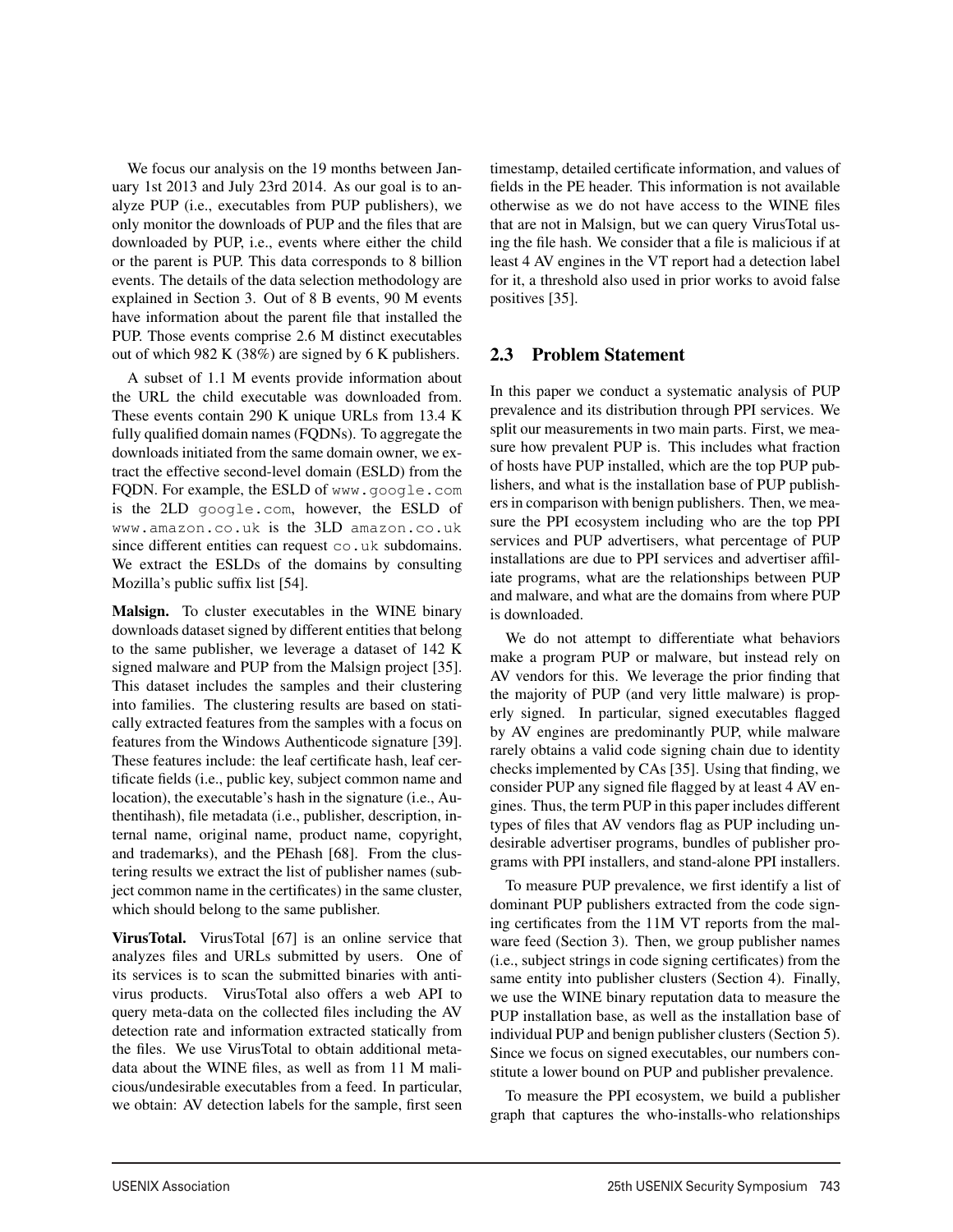We focus our analysis on the 19 months between January 1st 2013 and July 23rd 2014. As our goal is to analyze PUP (i.e., executables from PUP publishers), we only monitor the downloads of PUP and the files that are downloaded by PUP, i.e., events where either the child or the parent is PUP. This data corresponds to 8 billion events. The details of the data selection methodology are explained in Section 3. Out of 8 B events, 90 M events have information about the parent file that installed the PUP. Those events comprise 2.6 M distinct executables out of which 982 K (38%) are signed by 6 K publishers.

A subset of 1.1 M events provide information about the URL the child executable was downloaded from. These events contain 290 K unique URLs from 13.4 K fully qualified domain names (FQDNs). To aggregate the downloads initiated from the same domain owner, we extract the effective second-level domain (ESLD) from the FQDN. For example, the ESLD of `www.google.com` is the 2LD `google.com`, however, the ESLD of `www.amazon.co.uk` is the 3LD `amazon.co.uk` since different entities can request `co.uk` subdomains. We extract the ESLDs of the domains by consulting Mozilla's public suffix list [54].

**Malsign.** To cluster executables in the WINE binary downloads dataset signed by different entities that belong to the same publisher, we leverage a dataset of 142 K signed malware and PUP from the Malsign project [35]. This dataset includes the samples and their clustering into families. The clustering results are based on statically extracted features from the samples with a focus on features from the Windows Authenticode signature [39]. These features include: the leaf certificate hash, leaf certificate fields (i.e., public key, subject common name and location), the executable's hash in the signature (i.e., Authentihash), file metadata (i.e., publisher, description, internal name, original name, product name, copyright, and trademarks), and the PEhash [68]. From the clustering results we extract the list of publisher names (subject common name in the certificates) in the same cluster, which should belong to the same publisher.

**VirusTotal.** VirusTotal [67] is an online service that analyzes files and URLs submitted by users. One of its services is to scan the submitted binaries with antivirus products. VirusTotal also offers a web API to query meta-data on the collected files including the AV detection rate and information extracted statically from the files. We use VirusTotal to obtain additional metadata about the WINE files, as well as from 11 M malicious/undesirable executables from a feed. In particular, we obtain: AV detection labels for the sample, first seen timestamp, detailed certificate information, and values of fields in the PE header. This information is not available otherwise as we do not have access to the WINE files that are not in Malsign, but we can query VirusTotal using the file hash. We consider that a file is malicious if at least 4 AV engines in the VT report had a detection label for it, a threshold also used in prior works to avoid false positives [35].

## 2.3 Problem Statement

In this paper we conduct a systematic analysis of PUP prevalence and its distribution through PPI services. We split our measurements in two main parts. First, we measure how prevalent PUP is. This includes what fraction of hosts have PUP installed, which are the top PUP publishers, and what is the installation base of PUP publishers in comparison with benign publishers. Then, we measure the PPI ecosystem including who are the top PPI services and PUP advertisers, what percentage of PUP installations are due to PPI services and advertiser affiliate programs, what are the relationships between PUP and malware, and what are the domains from where PUP is downloaded.

We do not attempt to differentiate what behaviors make a program PUP or malware, but instead rely on AV vendors for this. We leverage the prior finding that the majority of PUP (and very little malware) is properly signed. In particular, signed executables flagged by AV engines are predominantly PUP, while malware rarely obtains a valid code signing chain due to identity checks implemented by CAs [35]. Using that finding, we consider PUP any signed file flagged by at least 4 AV engines. Thus, the term PUP in this paper includes different types of files that AV vendors flag as PUP including undesirable advertiser programs, bundles of publisher programs with PPI installers, and stand-alone PPI installers.

To measure PUP prevalence, we first identify a list of dominant PUP publishers extracted from the code signing certificates from the 11M VT reports from the malware feed (Section 3). Then, we group publisher names (i.e., subject strings in code signing certificates) from the same entity into publisher clusters (Section 4). Finally, we use the WINE binary reputation data to measure the PUP installation base, as well as the installation base of individual PUP and benign publisher clusters (Section 5). Since we focus on signed executables, our numbers constitute a lower bound on PUP and publisher prevalence.

To measure the PPI ecosystem, we build a publisher graph that captures the who-installs-who relationships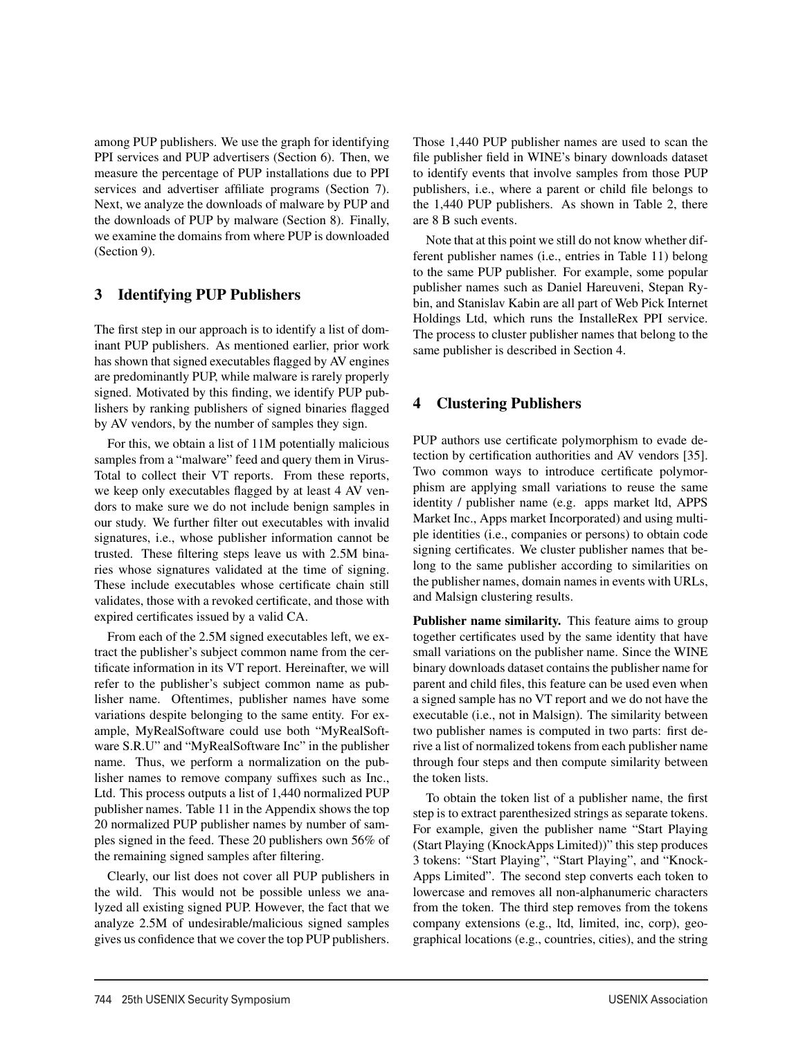among PUP publishers. We use the graph for identifying PPI services and PUP advertisers (Section 6). Then, we measure the percentage of PUP installations due to PPI services and advertiser affiliate programs (Section 7). Next, we analyze the downloads of malware by PUP and the downloads of PUP by malware (Section 8). Finally, we examine the domains from where PUP is downloaded (Section 9).

## 3 Identifying PUP Publishers

The first step in our approach is to identify a list of dominant PUP publishers. As mentioned earlier, prior work has shown that signed executables flagged by AV engines are predominantly PUP, while malware is rarely properly signed. Motivated by this finding, we identify PUP publishers by ranking publishers of signed binaries flagged by AV vendors, by the number of samples they sign.

For this, we obtain a list of 11M potentially malicious samples from a "malware" feed and query them in VirusTotal to collect their VT reports. From these reports, we keep only executables flagged by at least 4 AV vendors to make sure we do not include benign samples in our study. We further filter out executables with invalid signatures, i.e., whose publisher information cannot be trusted. These filtering steps leave us with 2.5M binaries whose signatures validated at the time of signing. These include executables whose certificate chain still validates, those with a revoked certificate, and those with expired certificates issued by a valid CA.

From each of the 2.5M signed executables left, we extract the publisher's subject common name from the certificate information in its VT report. Hereinafter, we will refer to the publisher's subject common name as publisher name. Oftentimes, publisher names have some variations despite belonging to the same entity. For example, MyRealSoftware could use both "MyRealSoftware S.R.U" and "MyRealSoftware Inc" in the publisher name. Thus, we perform a normalization on the publisher names to remove company suffixes such as Inc., Ltd. This process outputs a list of 1,440 normalized PUP publisher names. Table 11 in the Appendix shows the top 20 normalized PUP publisher names by number of samples signed in the feed. These 20 publishers own 56% of the remaining signed samples after filtering.

Clearly, our list does not cover all PUP publishers in the wild. This would not be possible unless we analyzed all existing signed PUP. However, the fact that we analyze 2.5M of undesirable/malicious signed samples gives us confidence that we cover the top PUP publishers. Those 1,440 PUP publisher names are used to scan the file publisher field in WINE's binary downloads dataset to identify events that involve samples from those PUP publishers, i.e., where a parent or child file belongs to the 1,440 PUP publishers. As shown in Table 2, there are 8 B such events.

Note that at this point we still do not know whether different publisher names (i.e., entries in Table 11) belong to the same PUP publisher. For example, some popular publisher names such as Daniel Hareuveni, Stepan Rybin, and Stanislav Kabin are all part of Web Pick Internet Holdings Ltd, which runs the InstalleRex PPI service. The process to cluster publisher names that belong to the same publisher is described in Section 4.

## 4 Clustering Publishers

PUP authors use certificate polymorphism to evade detection by certification authorities and AV vendors [35]. Two common ways to introduce certificate polymorphism are applying small variations to reuse the same identity / publisher name (e.g. apps market ltd, APPS Market Inc., Apps market Incorporated) and using multiple identities (i.e., companies or persons) to obtain code signing certificates. We cluster publisher names that belong to the same publisher according to similarities on the publisher names, domain names in events with URLs, and Malsign clustering results.

**Publisher name similarity.** This feature aims to group together certificates used by the same identity that have small variations on the publisher name. Since the WINE binary downloads dataset contains the publisher name for parent and child files, this feature can be used even when a signed sample has no VT report and we do not have the executable (i.e., not in Malsign). The similarity between two publisher names is computed in two parts: first derive a list of normalized tokens from each publisher name through four steps and then compute similarity between the token lists.

To obtain the token list of a publisher name, the first step is to extract parenthesized strings as separate tokens. For example, given the publisher name "Start Playing (Start Playing (KnockApps Limited))" this step produces 3 tokens: "Start Playing", "Start Playing", and "KnockApps Limited". The second step converts each token to lowercase and removes all non-alphanumeric characters from the token. The third step removes from the tokens company extensions (e.g., ltd, limited, inc, corp), geographical locations (e.g., countries, cities), and the string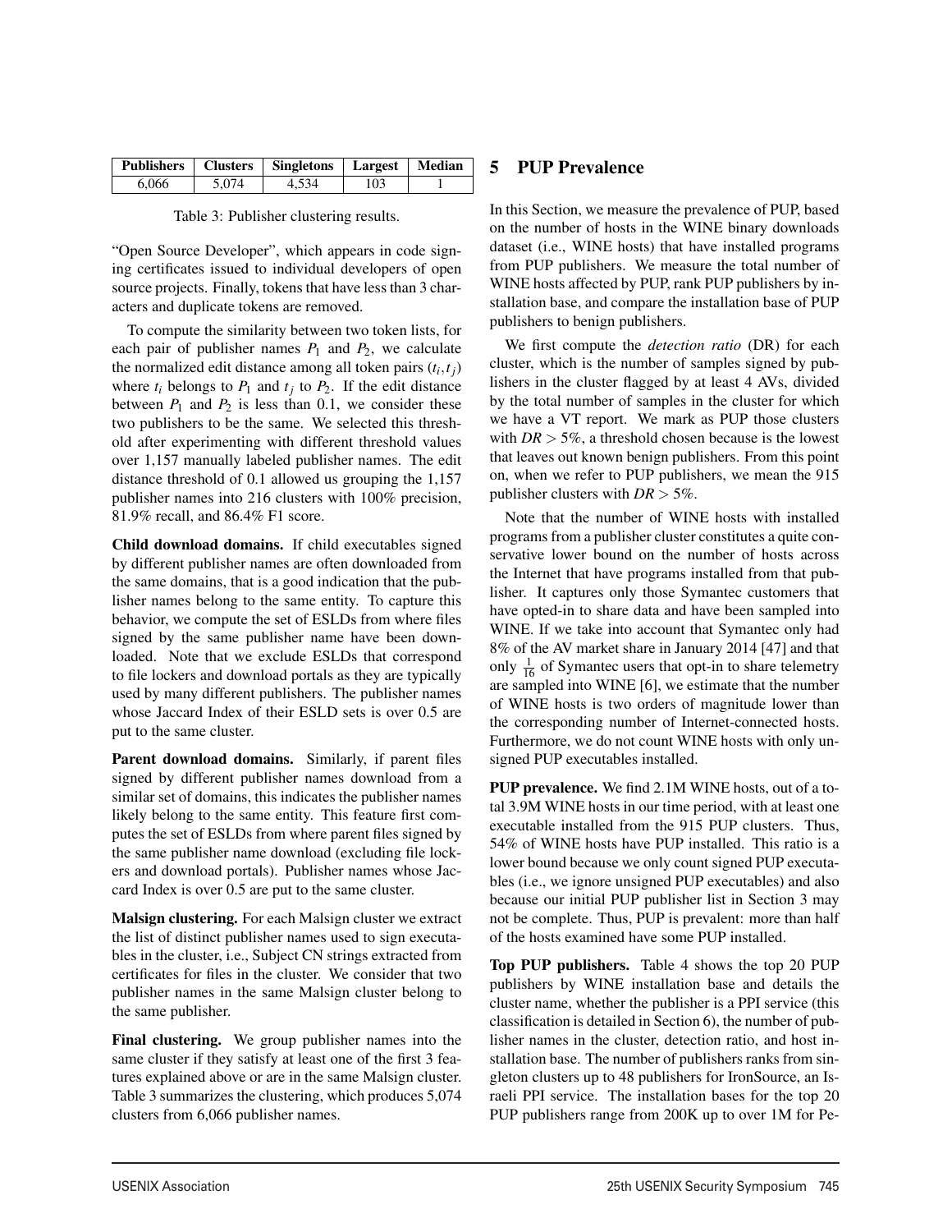| Publishers | Clusters | Singletons | Largest | Median |
|---|---|---|---|---|
| 6,066 | 5,074 | 4,534 | 103 | 1 |

Table 3: Publisher clustering results.

"Open Source Developer", which appears in code signing certificates issued to individual developers of open source projects. Finally, tokens that have less than 3 characters and duplicate tokens are removed.

To compute the similarity between two token lists, for each pair of publisher names $P_1$ and $P_2$, we calculate the normalized edit distance among all token pairs $(t_i, t_j)$ where $t_i$ belongs to $P_1$ and $t_j$ to $P_2$. If the edit distance between $P_1$ and $P_2$ is less than 0.1, we consider these two publishers to be the same. We selected this threshold after experimenting with different threshold values over 1,157 manually labeled publisher names. The edit distance threshold of 0.1 allowed us grouping the 1,157 publisher names into 216 clusters with 100% precision, 81.9% recall, and 86.4% F1 score.

**Child download domains.** If child executables signed by different publisher names are often downloaded from the same domains, that is a good indication that the publisher names belong to the same entity. To capture this behavior, we compute the set of ESLDs from where files signed by the same publisher name have been downloaded. Note that we exclude ESLDs that correspond to file lockers and download portals as they are typically used by many different publishers. The publisher names whose Jaccard Index of their ESLD sets is over 0.5 are put to the same cluster.

**Parent download domains.** Similarly, if parent files signed by different publisher names download from a similar set of domains, this indicates the publisher names likely belong to the same entity. This feature first computes the set of ESLDs from where parent files signed by the same publisher name download (excluding file lockers and download portals). Publisher names whose Jaccard Index is over 0.5 are put to the same cluster.

**Malsign clustering.** For each Malsign cluster we extract the list of distinct publisher names used to sign executables in the cluster, i.e., Subject CN strings extracted from certificates for files in the cluster. We consider that two publisher names in the same Malsign cluster belong to the same publisher.

**Final clustering.** We group publisher names into the same cluster if they satisfy at least one of the first 3 features explained above or are in the same Malsign cluster. Table 3 summarizes the clustering, which produces 5,074 clusters from 6,066 publisher names.

## 5 PUP Prevalence

In this Section, we measure the prevalence of PUP, based on the number of hosts in the WINE binary downloads dataset (i.e., WINE hosts) that have installed programs from PUP publishers. We measure the total number of WINE hosts affected by PUP, rank PUP publishers by installation base, and compare the installation base of PUP publishers to benign publishers.

We first compute the *detection ratio* (DR) for each cluster, which is the number of samples signed by publishers in the cluster flagged by at least 4 AVs, divided by the total number of samples in the cluster for which we have a VT report. We mark as PUP those clusters with $DR > 5\%$, a threshold chosen because is the lowest that leaves out known benign publishers. From this point on, when we refer to PUP publishers, we mean the 915 publisher clusters with $DR > 5\%$.

Note that the number of WINE hosts with installed programs from a publisher cluster constitutes a quite conservative lower bound on the number of hosts across the Internet that have programs installed from that publisher. It captures only those Symantec customers that have opted-in to share data and have been sampled into WINE. If we take into account that Symantec only had 8% of the AV market share in January 2014 [47] and that only $\frac{1}{16}$ of Symantec users that opt-in to share telemetry are sampled into WINE [6], we estimate that the number of WINE hosts is two orders of magnitude lower than the corresponding number of Internet-connected hosts. Furthermore, we do not count WINE hosts with only unsigned PUP executables installed.

**PUP prevalence.** We find 2.1M WINE hosts, out of a total 3.9M WINE hosts in our time period, with at least one executable installed from the 915 PUP clusters. Thus, 54% of WINE hosts have PUP installed. This ratio is a lower bound because we only count signed PUP executables (i.e., we ignore unsigned PUP executables) and also because our initial PUP publisher list in Section 3 may not be complete. Thus, PUP is prevalent: more than half of the hosts examined have some PUP installed.

**Top PUP publishers.** Table 4 shows the top 20 PUP publishers by WINE installation base and details the cluster name, whether the publisher is a PPI service (this classification is detailed in Section 6), the number of publisher names in the cluster, detection ratio, and host installation base. The number of publishers ranks from singleton clusters up to 48 publishers for IronSource, an Israeli PPI service. The installation bases for the top 20 PUP publishers range from 200K up to over 1M for Pe-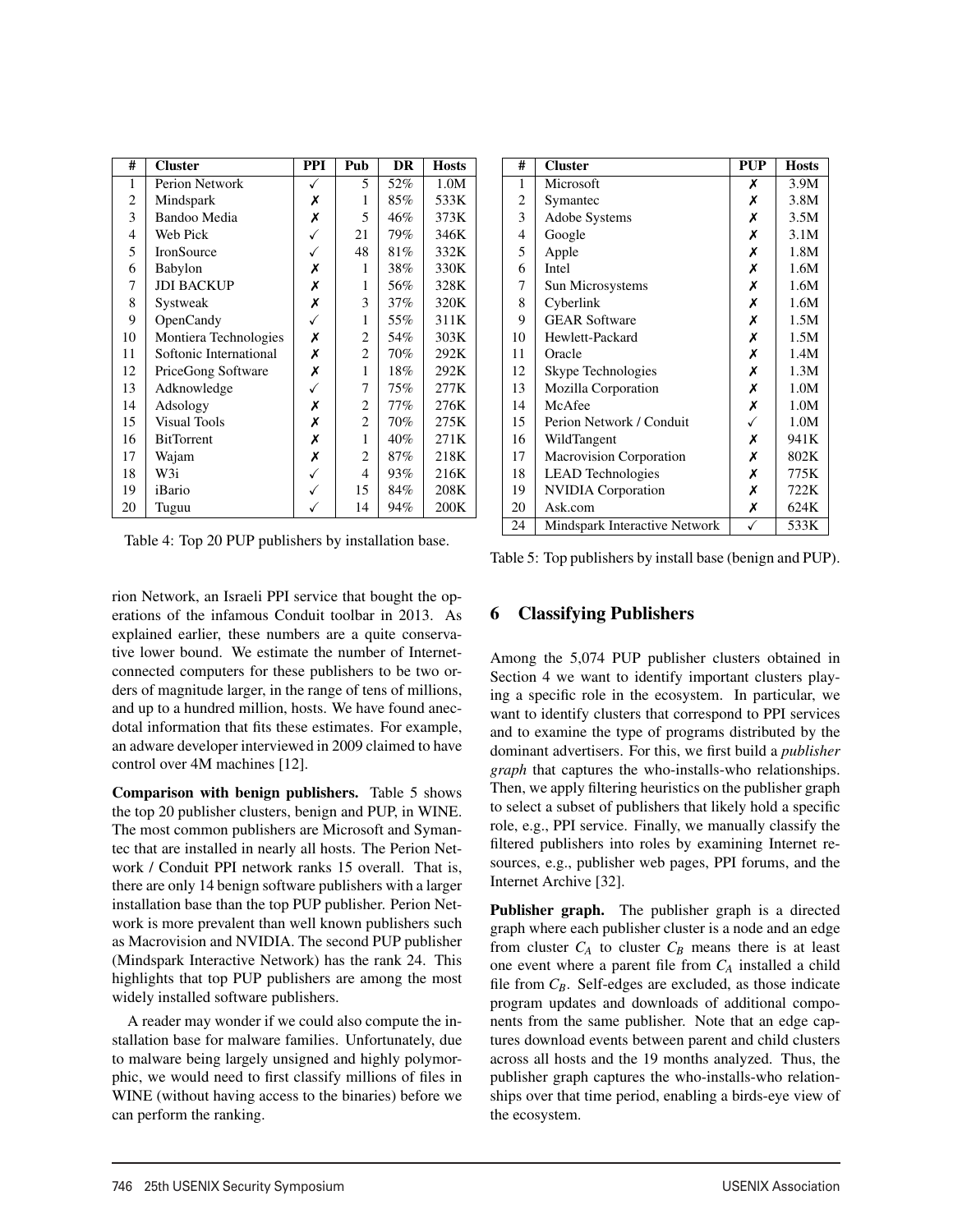| # | Cluster | PPI | Pub | DR | Hosts |
|---|---|---|---|---|---|
| 1 | Perion Network | ✓ | 5 | 52% | 1.0M |
| 2 | Mindspark | ✗ | 1 | 85% | 533K |
| 3 | Bandoo Media | ✗ | 5 | 46% | 373K |
| 4 | Web Pick | ✓ | 21 | 79% | 346K |
| 5 | IronSource | ✓ | 48 | 81% | 332K |
| 6 | Babylon | ✗ | 1 | 38% | 330K |
| 7 | JDI BACKUP | ✗ | 1 | 56% | 328K |
| 8 | Systweak | ✗ | 3 | 37% | 320K |
| 9 | OpenCandy | ✓ | 1 | 55% | 311K |
| 10 | Montiera Technologies | ✗ | 2 | 54% | 303K |
| 11 | Softonic International | ✗ | 2 | 70% | 292K |
| 12 | PriceGong Software | ✗ | 1 | 18% | 292K |
| 13 | Adknowledge | ✓ | 7 | 75% | 277K |
| 14 | Adsology | ✗ | 2 | 77% | 276K |
| 15 | Visual Tools | ✗ | 2 | 70% | 275K |
| 16 | BitTorrent | ✗ | 1 | 40% | 271K |
| 17 | Wajam | ✗ | 2 | 87% | 218K |
| 18 | W3i | ✓ | 4 | 93% | 216K |
| 19 | iBario | ✓ | 15 | 84% | 208K |
| 20 | Tuguu | ✓ | 14 | 94% | 200K |

Table 4: Top 20 PUP publishers by installation base.

| # | Cluster | PUP | Hosts |
|---|---|---|---|
| 1 | Microsoft | ✗ | 3.9M |
| 2 | Symantec | ✗ | 3.8M |
| 3 | Adobe Systems | ✗ | 3.5M |
| 4 | Google | ✗ | 3.1M |
| 5 | Apple | ✗ | 1.8M |
| 6 | Intel | ✗ | 1.6M |
| 7 | Sun Microsystems | ✗ | 1.6M |
| 8 | Cyberlink | ✗ | 1.6M |
| 9 | GEAR Software | ✗ | 1.5M |
| 10 | Hewlett-Packard | ✗ | 1.5M |
| 11 | Oracle | ✗ | 1.4M |
| 12 | Skype Technologies | ✗ | 1.3M |
| 13 | Mozilla Corporation | ✗ | 1.0M |
| 14 | McAfee | ✗ | 1.0M |
| 15 | Perion Network / Conduit | ✓ | 1.0M |
| 16 | WildTangent | ✗ | 941K |
| 17 | Macrovision Corporation | ✗ | 802K |
| 18 | LEAD Technologies | ✗ | 775K |
| 19 | NVIDIA Corporation | ✗ | 722K |
| 20 | Ask.com | ✗ | 624K |
| 24 | Mindspark Interactive Network | ✓ | 533K |

Table 5: Top publishers by install base (benign and PUP).

rion Network, an Israeli PPI service that bought the operations of the infamous Conduit toolbar in 2013. As explained earlier, these numbers are a quite conservative lower bound. We estimate the number of Internet-connected computers for these publishers to be two orders of magnitude larger, in the range of tens of millions, and up to a hundred million, hosts. We have found anecdotal information that fits these estimates. For example, an adware developer interviewed in 2009 claimed to have control over 4M machines [12].

**Comparison with benign publishers.** Table 5 shows the top 20 publisher clusters, benign and PUP, in WINE. The most common publishers are Microsoft and Symantec that are installed in nearly all hosts. The Perion Network / Conduit PPI network ranks 15 overall. That is, there are only 14 benign software publishers with a larger installation base than the top PUP publisher. Perion Network is more prevalent than well known publishers such as Macrovision and NVIDIA. The second PUP publisher (Mindspark Interactive Network) has the rank 24. This highlights that top PUP publishers are among the most widely installed software publishers.

A reader may wonder if we could also compute the installation base for malware families. Unfortunately, due to malware being largely unsigned and highly polymorphic, we would need to first classify millions of files in WINE (without having access to the binaries) before we can perform the ranking.

## 6 Classifying Publishers

Among the 5,074 PUP publisher clusters obtained in Section 4 we want to identify important clusters playing a specific role in the ecosystem. In particular, we want to identify clusters that correspond to PPI services and to examine the type of programs distributed by the dominant advertisers. For this, we first build a *publisher graph* that captures the who-installs-who relationships. Then, we apply filtering heuristics on the publisher graph to select a subset of publishers that likely hold a specific role, e.g., PPI service. Finally, we manually classify the filtered publishers into roles by examining Internet resources, e.g., publisher web pages, PPI forums, and the Internet Archive [32].

**Publisher graph.** The publisher graph is a directed graph where each publisher cluster is a node and an edge from cluster $C_A$ to cluster $C_B$ means there is at least one event where a parent file from $C_A$ installed a child file from $C_B$. Self-edges are excluded, as those indicate program updates and downloads of additional components from the same publisher. Note that an edge captures download events between parent and child clusters across all hosts and the 19 months analyzed. Thus, the publisher graph captures the who-installs-who relationships over that time period, enabling a birds-eye view of the ecosystem.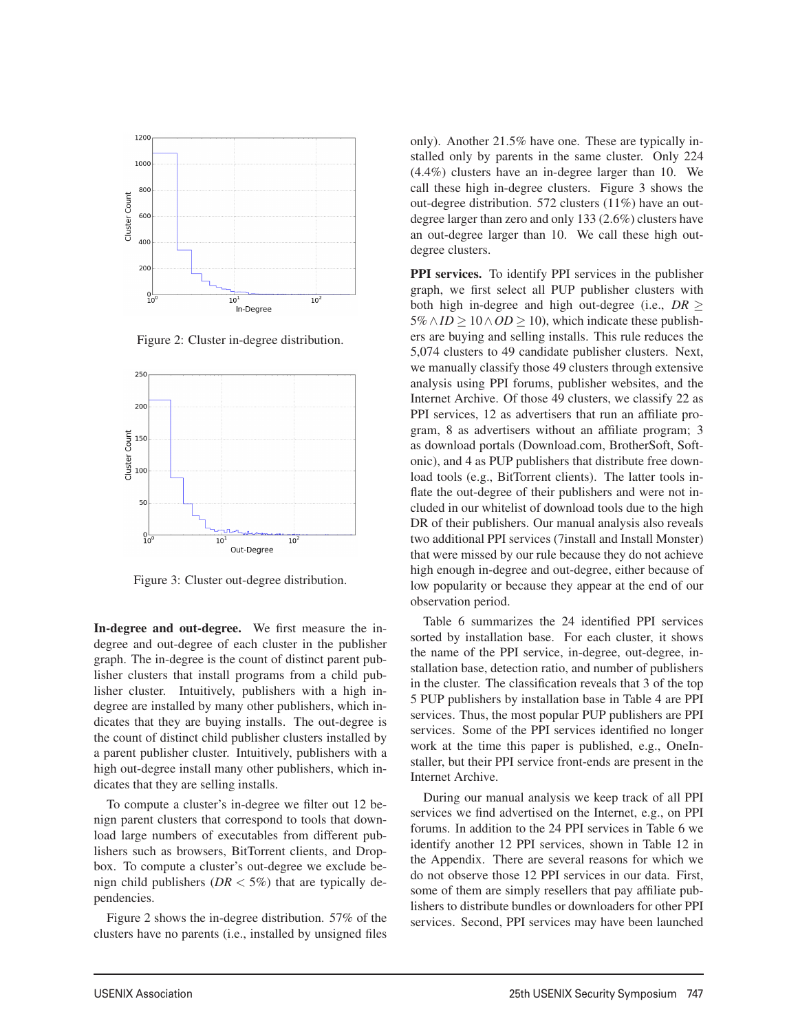Figure 2: Cluster in-degree distribution.

Figure 3: Cluster out-degree distribution.

**In-degree and out-degree.** We first measure the in-degree and out-degree of each cluster in the publisher graph. The in-degree is the count of distinct parent publisher clusters that install programs from a child publisher cluster. Intuitively, publishers with a high in-degree are installed by many other publishers, which indicates that they are buying installs. The out-degree is the count of distinct child publisher clusters installed by a parent publisher cluster. Intuitively, publishers with a high out-degree install many other publishers, which indicates that they are selling installs.

To compute a cluster's in-degree we filter out 12 benign parent clusters that correspond to tools that download large numbers of executables from different publishers such as browsers, BitTorrent clients, and Dropbox. To compute a cluster's out-degree we exclude benign child publishers ($DR < 5\%$) that are typically dependencies.

Figure 2 shows the in-degree distribution. 57% of the clusters have no parents (i.e., installed by unsigned files only). Another 21.5% have one. These are typically installed only by parents in the same cluster. Only 224 (4.4%) clusters have an in-degree larger than 10. We call these high in-degree clusters. Figure 3 shows the out-degree distribution. 572 clusters (11%) have an out-degree larger than zero and only 133 (2.6%) clusters have an out-degree larger than 10. We call these high out-degree clusters.

**PPI services.** To identify PPI services in the publisher graph, we first select all PUP publisher clusters with both high in-degree and high out-degree (i.e., $DR \geq 5\% \land ID \geq 10 \land OD \geq 10$), which indicate these publishers are buying and selling installs. This rule reduces the 5,074 clusters to 49 candidate publisher clusters. Next, we manually classify those 49 clusters through extensive analysis using PPI forums, publisher websites, and the Internet Archive. Of those 49 clusters, we classify 22 as PPI services, 12 as advertisers that run an affiliate program, 8 as advertisers without an affiliate program; 3 as download portals (Download.com, BrotherSoft, Softonic), and 4 as PUP publishers that distribute free download tools (e.g., BitTorrent clients). The latter tools inflate the out-degree of their publishers and were not included in our whitelist of download tools due to the high DR of their publishers. Our manual analysis also reveals two additional PPI services (7install and Install Monster) that were missed by our rule because they do not achieve high enough in-degree and out-degree, either because of low popularity or because they appear at the end of our observation period.

Table 6 summarizes the 24 identified PPI services sorted by installation base. For each cluster, it shows the name of the PPI service, in-degree, out-degree, installation base, detection ratio, and number of publishers in the cluster. The classification reveals that 3 of the top 5 PUP publishers by installation base in Table 4 are PPI services. Thus, the most popular PUP publishers are PPI services. Some of the PPI services identified no longer work at the time this paper is published, e.g., OneInstaller, but their PPI service front-ends are present in the Internet Archive.

During our manual analysis we keep track of all PPI services we find advertised on the Internet, e.g., on PPI forums. In addition to the 24 PPI services in Table 6 we identify another 12 PPI services, shown in Table 12 in the Appendix. There are several reasons for which we do not observe those 12 PPI services in our data. First, some of them are simply resellers that pay affiliate publishers to distribute bundles or downloaders for other PPI services. Second, PPI services may have been launched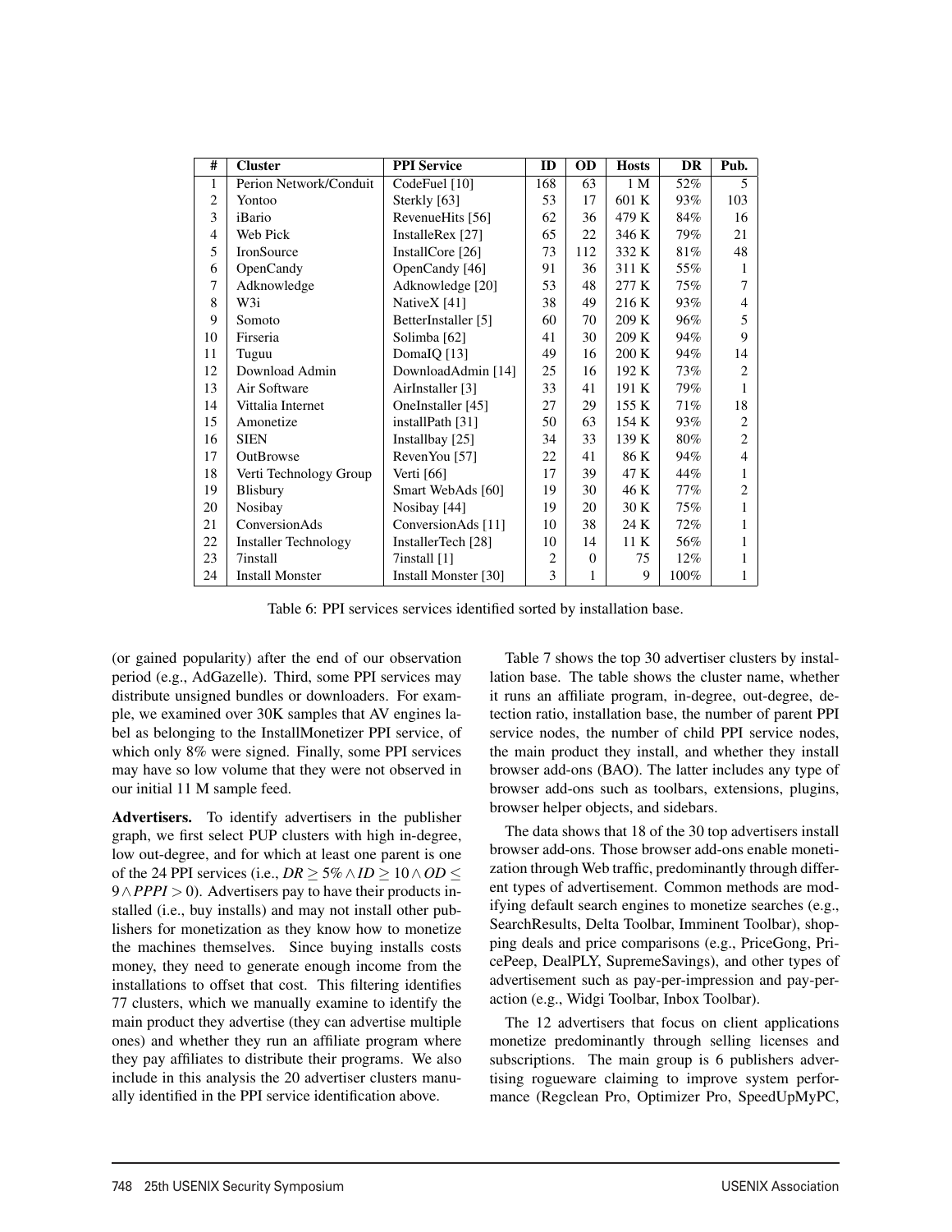| # | Cluster | PPI Service | ID | OD | Hosts | DR | Pub. |
|---|---|---|---|---|---|---|---|
| 1 | Perion Network/Conduit | CodeFuel [10] | 168 | 63 | 1 M | 52% | 5 |
| 2 | Yontoo | Sterkly [63] | 53 | 17 | 601 K | 93% | 103 |
| 3 | iBario | RevenueHits [56] | 62 | 36 | 479 K | 84% | 16 |
| 4 | Web Pick | InstalleRex [27] | 65 | 22 | 346 K | 79% | 21 |
| 5 | IronSource | InstallCore [26] | 73 | 112 | 332 K | 81% | 48 |
| 6 | OpenCandy | OpenCandy [46] | 91 | 36 | 311 K | 55% | 1 |
| 7 | Adknowledge | Adknowledge [20] | 53 | 48 | 277 K | 75% | 7 |
| 8 | W3i | NativeX [41] | 38 | 49 | 216 K | 93% | 4 |
| 9 | Somoto | BetterInstaller [5] | 60 | 70 | 209 K | 96% | 5 |
| 10 | Firseria | Solimba [62] | 41 | 30 | 209 K | 94% | 9 |
| 11 | Tuguu | DomaIQ [13] | 49 | 16 | 200 K | 94% | 14 |
| 12 | Download Admin | DownloadAdmin [14] | 25 | 16 | 192 K | 73% | 2 |
| 13 | Air Software | AirInstaller [3] | 33 | 41 | 191 K | 79% | 1 |
| 14 | Vittalia Internet | OneInstaller [45] | 27 | 29 | 155 K | 71% | 18 |
| 15 | Amonetize | installPath [31] | 50 | 63 | 154 K | 93% | 2 |
| 16 | SIEN | Installbay [25] | 34 | 33 | 139 K | 80% | 2 |
| 17 | OutBrowse | RevenYou [57] | 22 | 41 | 86 K | 94% | 4 |
| 18 | Verti Technology Group | Verti [66] | 17 | 39 | 47 K | 44% | 1 |
| 19 | Blisbury | Smart WebAds [60] | 19 | 30 | 46 K | 77% | 2 |
| 20 | Nosibay | Nosibay [44] | 19 | 20 | 30 K | 75% | 1 |
| 21 | ConversionAds | ConversionAds [11] | 10 | 38 | 24 K | 72% | 1 |
| 22 | Installer Technology | InstallerTech [28] | 10 | 14 | 11 K | 56% | 1 |
| 23 | 7install | 7install [1] | 2 | 0 | 75 | 12% | 1 |
| 24 | Install Monster | Install Monster [30] | 3 | 1 | 9 | 100% | 1 |

Table 6: PPI services services identified sorted by installation base.

(or gained popularity) after the end of our observation period (e.g., AdGazelle). Third, some PPI services may distribute unsigned bundles or downloaders. For example, we examined over 30K samples that AV engines label as belonging to the InstallMonetizer PPI service, of which only 8% were signed. Finally, some PPI services may have so low volume that they were not observed in our initial 11 M sample feed.

**Advertisers.** To identify advertisers in the publisher graph, we first select PUP clusters with high in-degree, low out-degree, and for which at least one parent is one of the 24 PPI services (i.e., $DR \geq 5\% \wedge ID \geq 10 \wedge OD \leq 9 \wedge PPPI > 0$). Advertisers pay to have their products installed (i.e., buy installs) and may not install other publishers for monetization as they know how to monetize the machines themselves. Since buying installs costs money, they need to generate enough income from the installations to offset that cost. This filtering identifies 77 clusters, which we manually examine to identify the main product they advertise (they can advertise multiple ones) and whether they run an affiliate program where they pay affiliates to distribute their programs. We also include in this analysis the 20 advertiser clusters manually identified in the PPI service identification above.

Table 7 shows the top 30 advertiser clusters by installation base. The table shows the cluster name, whether it runs an affiliate program, in-degree, out-degree, detection ratio, installation base, the number of parent PPI service nodes, the number of child PPI service nodes, the main product they install, and whether they install browser add-ons (BAO). The latter includes any type of browser add-ons such as toolbars, extensions, plugins, browser helper objects, and sidebars.

The data shows that 18 of the 30 top advertisers install browser add-ons. Those browser add-ons enable monetization through Web traffic, predominantly through different types of advertisement. Common methods are modifying default search engines to monetize searches (e.g., SearchResults, Delta Toolbar, Imminent Toolbar), shopping deals and price comparisons (e.g., PriceGong, PricePeep, DealPLY, SupremeSavings), and other types of advertisement such as pay-per-impression and pay-per-action (e.g., Widgi Toolbar, Inbox Toolbar).

The 12 advertisers that focus on client applications monetize predominantly through selling licenses and subscriptions. The main group is 6 publishers advertising rogueware claiming to improve system performance (Regclean Pro, Optimizer Pro, SpeedUpMyPC,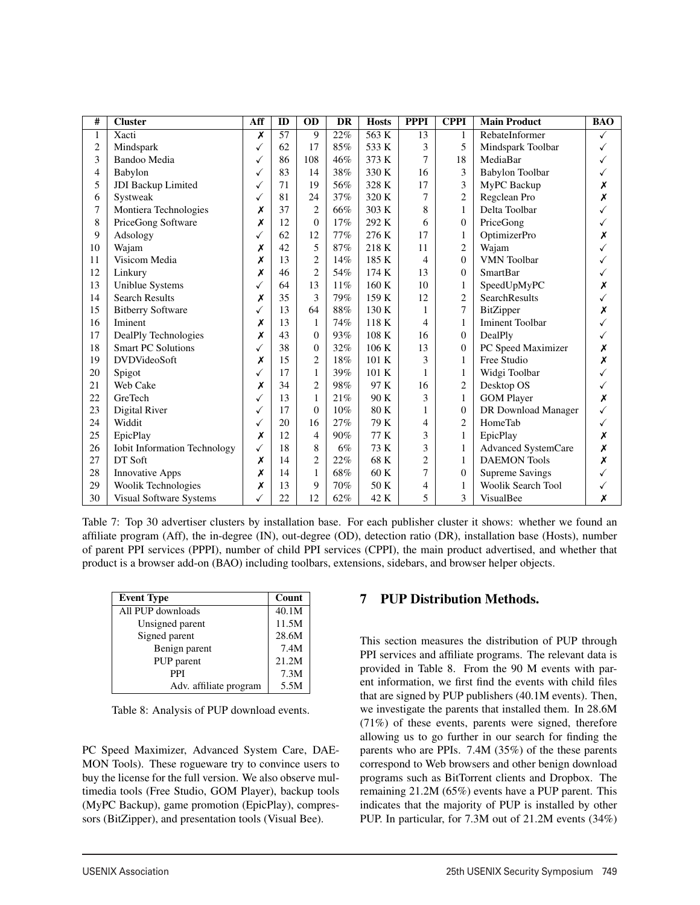| # | Cluster | Aff | ID | OD | DR | Hosts | PPPI | CPPI | Main Product | BAO |
|---|---|---|---|---|---|---|---|---|---|---|
| 1 | Xacti | ✗ | 57 | 9 | 22% | 563 K | 13 | 1 | RebateInformer | ✓ |
| 2 | Mindspark | ✓ | 62 | 17 | 85% | 533 K | 3 | 5 | Mindspark Toolbar | ✓ |
| 3 | Bandoo Media | ✓ | 86 | 108 | 46% | 373 K | 7 | 18 | MediaBar | ✓ |
| 4 | Babylon | ✓ | 83 | 14 | 38% | 330 K | 16 | 3 | Babylon Toolbar | ✓ |
| 5 | JDI Backup Limited | ✓ | 71 | 19 | 56% | 328 K | 17 | 3 | MyPC Backup | ✗ |
| 6 | Systweak | ✓ | 81 | 24 | 37% | 320 K | 7 | 2 | Regclean Pro | ✗ |
| 7 | Montiera Technologies | ✗ | 37 | 2 | 66% | 303 K | 8 | 1 | Delta Toolbar | ✓ |
| 8 | PriceGong Software | ✗ | 12 | 0 | 17% | 292 K | 6 | 0 | PriceGong | ✓ |
| 9 | Adsology | ✓ | 62 | 12 | 77% | 276 K | 17 | 1 | OptimizerPro | ✗ |
| 10 | Wajam | ✗ | 42 | 5 | 87% | 218 K | 11 | 2 | Wajam | ✓ |
| 11 | Visicom Media | ✗ | 13 | 2 | 14% | 185 K | 4 | 0 | VMN Toolbar | ✓ |
| 12 | Linkury | ✗ | 46 | 2 | 54% | 174 K | 13 | 0 | SmartBar | ✓ |
| 13 | Uniblue Systems | ✓ | 64 | 13 | 11% | 160 K | 10 | 1 | SpeedUpMyPC | ✗ |
| 14 | Search Results | ✗ | 35 | 3 | 79% | 159 K | 12 | 2 | SearchResults | ✓ |
| 15 | Bitberry Software | ✓ | 13 | 64 | 88% | 130 K | 1 | 7 | BitZipper | ✗ |
| 16 | Iminent | ✗ | 13 | 1 | 74% | 118 K | 4 | 1 | Iminent Toolbar | ✓ |
| 17 | DealPly Technologies | ✗ | 43 | 0 | 93% | 108 K | 16 | 0 | DealPly | ✓ |
| 18 | Smart PC Solutions | ✓ | 38 | 0 | 32% | 106 K | 13 | 0 | PC Speed Maximizer | ✗ |
| 19 | DVDVideoSoft | ✗ | 15 | 2 | 18% | 101 K | 3 | 1 | Free Studio | ✗ |
| 20 | Spigot | ✓ | 17 | 1 | 39% | 101 K | 1 | 1 | Widgi Toolbar | ✓ |
| 21 | Web Cake | ✗ | 34 | 2 | 98% | 97 K | 16 | 2 | Desktop OS | ✓ |
| 22 | GreTech | ✓ | 13 | 1 | 21% | 90 K | 3 | 1 | GOM Player | ✗ |
| 23 | Digital River | ✓ | 17 | 0 | 10% | 80 K | 1 | 0 | DR Download Manager | ✓ |
| 24 | Widdit | ✓ | 20 | 16 | 27% | 79 K | 4 | 2 | HomeTab | ✓ |
| 25 | EpicPlay | ✗ | 12 | 4 | 90% | 77 K | 3 | 1 | EpicPlay | ✗ |
| 26 | Iobit Information Technology | ✓ | 18 | 8 | 6% | 73 K | 3 | 1 | Advanced SystemCare | ✗ |
| 27 | DT Soft | ✗ | 14 | 2 | 22% | 68 K | 2 | 1 | DAEMON Tools | ✗ |
| 28 | Innovative Apps | ✗ | 14 | 1 | 68% | 60 K | 7 | 0 | Supreme Savings | ✓ |
| 29 | Woolik Technologies | ✗ | 13 | 9 | 70% | 50 K | 4 | 1 | Woolik Search Tool | ✓ |
| 30 | Visual Software Systems | ✓ | 22 | 12 | 62% | 42 K | 5 | 3 | VisualBee | ✗ |

Table 7: Top 30 advertiser clusters by installation base. For each publisher cluster it shows: whether we found an affiliate program (Aff), the in-degree (IN), out-degree (OD), detection ratio (DR), installation base (Hosts), number of parent PPI services (PPPI), number of child PPI services (CPPI), the main product advertised, and whether that product is a browser add-on (BAO) including toolbars, extensions, sidebars, and browser helper objects.

| Event Type | Count |
|---|---|
| All PUP downloads | 40.1M |
| Unsigned parent | 11.5M |
| Signed parent | 28.6M |
| Benign parent | 7.4M |
| PUP parent | 21.2M |
| PPI | 7.3M |
| Adv. affiliate program | 5.5M |

Table 8: Analysis of PUP download events.

PC Speed Maximizer, Advanced System Care, DAEMON Tools). These rogueware try to convince users to buy the license for the full version. We also observe multimedia tools (Free Studio, GOM Player), backup tools (MyPC Backup), game promotion (EpicPlay), compressors (BitZipper), and presentation tools (Visual Bee).

## 7 PUP Distribution Methods.

This section measures the distribution of PUP through PPI services and affiliate programs. The relevant data is provided in Table 8. From the 90 M events with parent information, we first find the events with child files that are signed by PUP publishers (40.1M events). Then, we investigate the parents that installed them. In 28.6M (71%) of these events, parents were signed, therefore allowing us to go further in our search for finding the parents who are PPIs. 7.4M (35%) of the these parents correspond to Web browsers and other benign download programs such as BitTorrent clients and Dropbox. The remaining 21.2M (65%) events have a PUP parent. This indicates that the majority of PUP is installed by other PUP. In particular, for 7.3M out of 21.2M events (34%)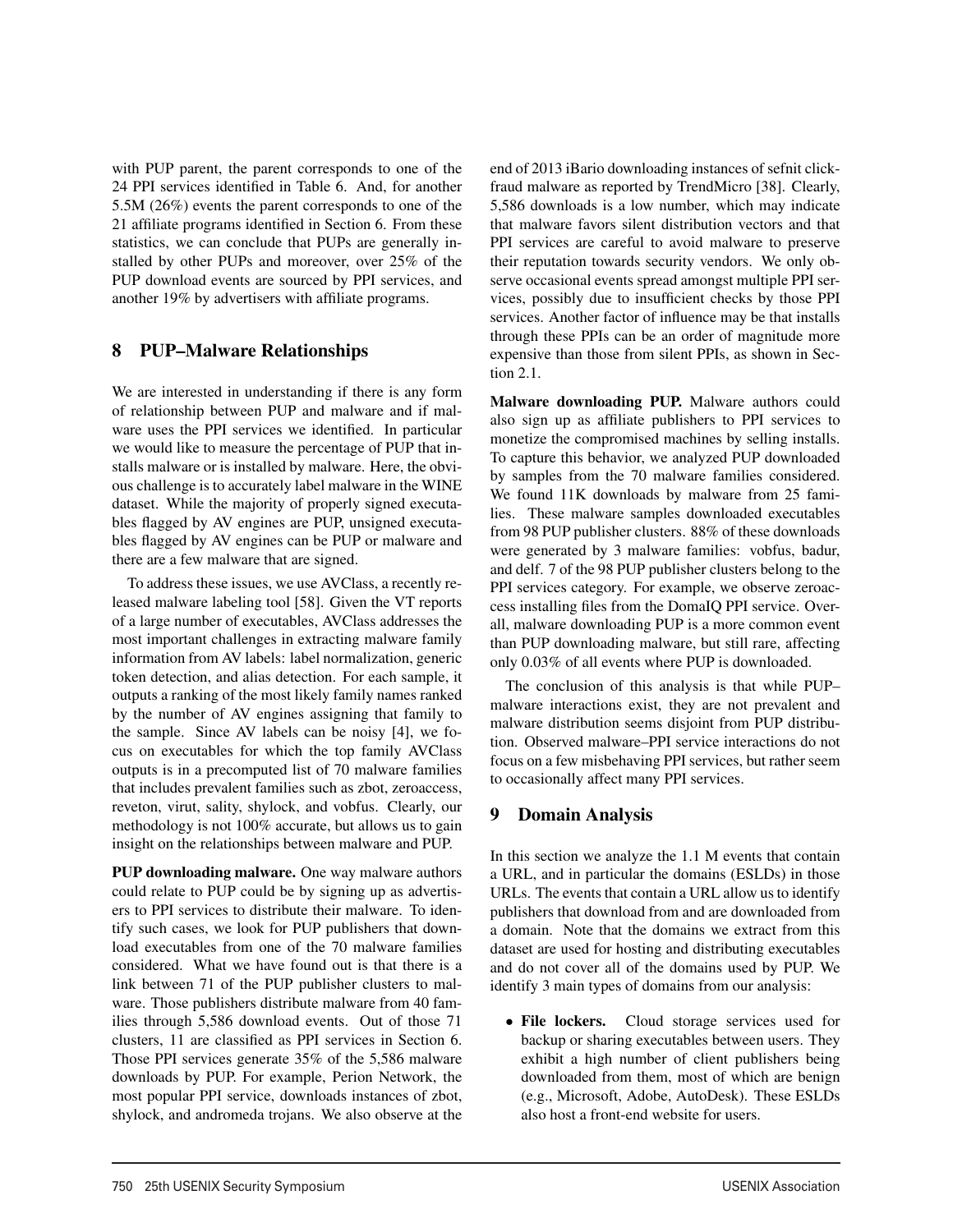with PUP parent, the parent corresponds to one of the 24 PPI services identified in Table 6. And, for another 5.5M (26%) events the parent corresponds to one of the 21 affiliate programs identified in Section 6. From these statistics, we can conclude that PUPs are generally installed by other PUPs and moreover, over 25% of the PUP download events are sourced by PPI services, and another 19% by advertisers with affiliate programs.

## 8 PUP–Malware Relationships

We are interested in understanding if there is any form of relationship between PUP and malware and if malware uses the PPI services we identified. In particular we would like to measure the percentage of PUP that installs malware or is installed by malware. Here, the obvious challenge is to accurately label malware in the WINE dataset. While the majority of properly signed executables flagged by AV engines are PUP, unsigned executables flagged by AV engines can be PUP or malware and there are a few malware that are signed.

To address these issues, we use AVClass, a recently released malware labeling tool [58]. Given the VT reports of a large number of executables, AVClass addresses the most important challenges in extracting malware family information from AV labels: label normalization, generic token detection, and alias detection. For each sample, it outputs a ranking of the most likely family names ranked by the number of AV engines assigning that family to the sample. Since AV labels can be noisy [4], we focus on executables for which the top family AVClass outputs is in a precomputed list of 70 malware families that includes prevalent families such as zbot, zeroaccess, reveton, virut, sality, shylock, and vobfus. Clearly, our methodology is not 100% accurate, but allows us to gain insight on the relationships between malware and PUP.

**PUP downloading malware.** One way malware authors could relate to PUP could be by signing up as advertisers to PPI services to distribute their malware. To identify such cases, we look for PUP publishers that download executables from one of the 70 malware families considered. What we have found out is that there is a link between 71 of the PUP publisher clusters to malware. Those publishers distribute malware from 40 families through 5,586 download events. Out of those 71 clusters, 11 are classified as PPI services in Section 6. Those PPI services generate 35% of the 5,586 malware downloads by PUP. For example, Perion Network, the most popular PPI service, downloads instances of zbot, shylock, and andromeda trojans. We also observe at the end of 2013 iBario downloading instances of sefnit click-fraud malware as reported by TrendMicro [38]. Clearly, 5,586 downloads is a low number, which may indicate that malware favors silent distribution vectors and that PPI services are careful to avoid malware to preserve their reputation towards security vendors. We only observe occasional events spread amongst multiple PPI services, possibly due to insufficient checks by those PPI services. Another factor of influence may be that installs through these PPIs can be an order of magnitude more expensive than those from silent PPIs, as shown in Section 2.1.

**Malware downloading PUP.** Malware authors could also sign up as affiliate publishers to PPI services to monetize the compromised machines by selling installs. To capture this behavior, we analyzed PUP downloaded by samples from the 70 malware families considered. We found 11K downloads by malware from 25 families. These malware samples downloaded executables from 98 PUP publisher clusters. 88% of these downloads were generated by 3 malware families: vobfus, badur, and delf. 7 of the 98 PUP publisher clusters belong to the PPI services category. For example, we observe zeroaccess installing files from the DomaIQ PPI service. Overall, malware downloading PUP is a more common event than PUP downloading malware, but still rare, affecting only 0.03% of all events where PUP is downloaded.

The conclusion of this analysis is that while PUP–malware interactions exist, they are not prevalent and malware distribution seems disjoint from PUP distribution. Observed malware–PPI service interactions do not focus on a few misbehaving PPI services, but rather seem to occasionally affect many PPI services.

## 9 Domain Analysis

In this section we analyze the 1.1 M events that contain a URL, and in particular the domains (ESLDs) in those URLs. The events that contain a URL allow us to identify publishers that download from and are downloaded from a domain. Note that the domains we extract from this dataset are used for hosting and distributing executables and do not cover all of the domains used by PUP. We identify 3 main types of domains from our analysis:

- **File lockers.** Cloud storage services used for backup or sharing executables between users. They exhibit a high number of client publishers being downloaded from them, most of which are benign (e.g., Microsoft, Adobe, AutoDesk). These ESLDs also host a front-end website for users.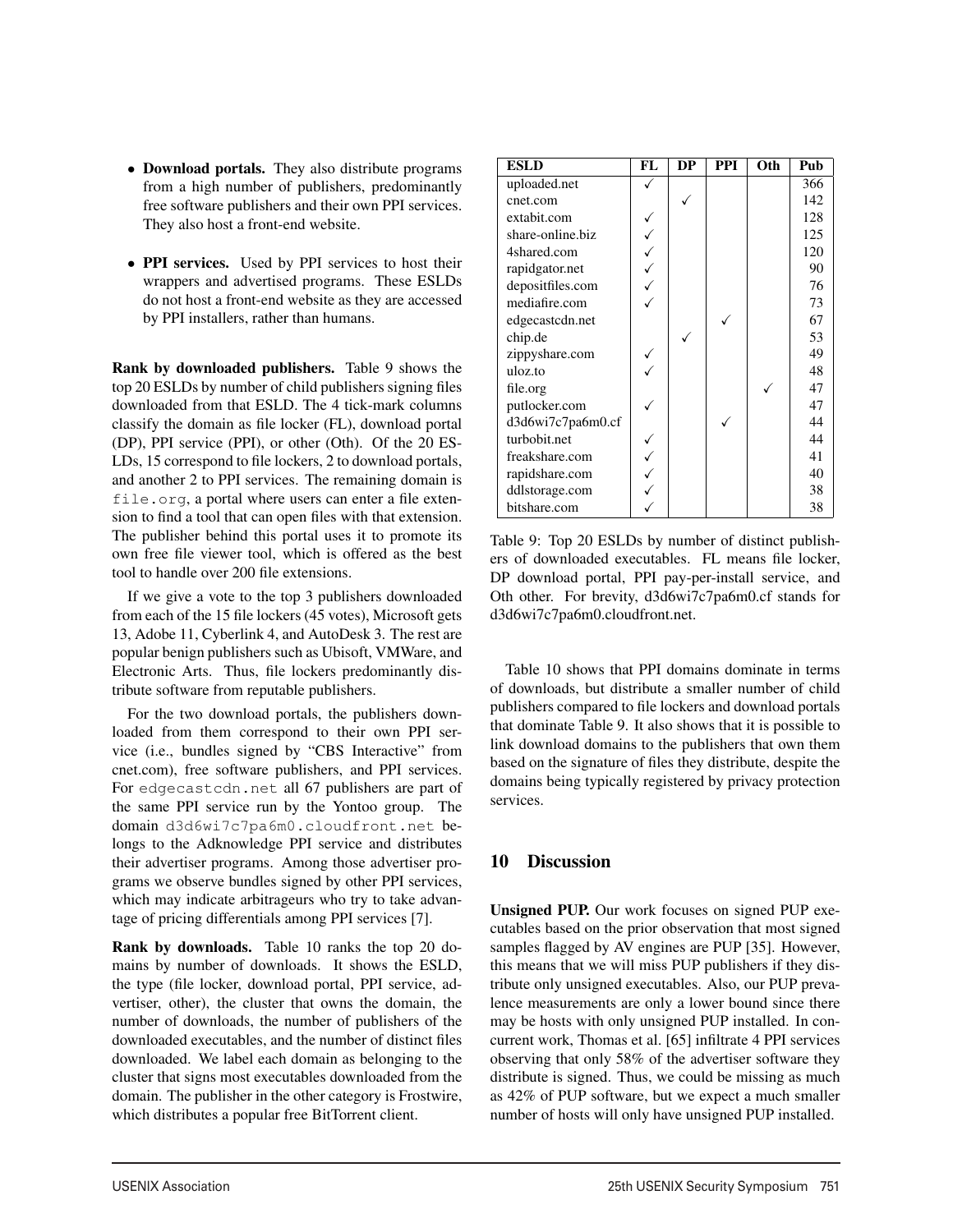- **Download portals.** They also distribute programs from a high number of publishers, predominantly free software publishers and their own PPI services. They also host a front-end website.

- **PPI services.** Used by PPI services to host their wrappers and advertised programs. These ESLDs do not host a front-end website as they are accessed by PPI installers, rather than humans.

**Rank by downloaded publishers.** Table 9 shows the top 20 ESLDs by number of child publishers signing files downloaded from that ESLD. The 4 tick-mark columns classify the domain as file locker (FL), download portal (DP), PPI service (PPI), or other (Oth). Of the 20 ESLDs, 15 correspond to file lockers, 2 to download portals, and another 2 to PPI services. The remaining domain is `file.org`, a portal where users can enter a file extension to find a tool that can open files with that extension. The publisher behind this portal uses it to promote its own free file viewer tool, which is offered as the best tool to handle over 200 file extensions.

If we give a vote to the top 3 publishers downloaded from each of the 15 file lockers (45 votes), Microsoft gets 13, Adobe 11, Cyberlink 4, and AutoDesk 3. The rest are popular benign publishers such as Ubisoft, VMWare, and Electronic Arts. Thus, file lockers predominantly distribute software from reputable publishers.

For the two download portals, the publishers downloaded from them correspond to their own PPI service (i.e., bundles signed by "CBS Interactive" from cnet.com), free software publishers, and PPI services. For `edgecastcdn.net` all 67 publishers are part of the same PPI service run by the Yontoo group. The domain `d3d6wi7c7pa6m0.cloudfront.net` belongs to the Adknowledge PPI service and distributes their advertiser programs. Among those advertiser programs we observe bundles signed by other PPI services, which may indicate arbitrageurs who try to take advantage of pricing differentials among PPI services [7].

**Rank by downloads.** Table 10 ranks the top 20 domains by number of downloads. It shows the ESLD, the type (file locker, download portal, PPI service, advertiser, other), the cluster that owns the domain, the number of downloads, the number of publishers of the downloaded executables, and the number of distinct files downloaded. We label each domain as belonging to the cluster that signs most executables downloaded from the domain. The publisher in the other category is Frostwire, which distributes a popular free BitTorrent client.

| ESLD | FL | DP | PPI | Oth | Pub |
|---|---|---|---|---|---|
| uploaded.net | ✓ | | | | 366 |
| cnet.com | | ✓ | | | 142 |
| extabit.com | ✓ | | | | 128 |
| share-online.biz | ✓ | | | | 125 |
| 4shared.com | ✓ | | | | 120 |
| rapidgator.net | ✓ | | | | 90 |
| depositfiles.com | ✓ | | | | 76 |
| mediafire.com | ✓ | | | | 73 |
| edgecastcdn.net | | | ✓ | | 67 |
| chip.de | | ✓ | | | 53 |
| zippyshare.com | ✓ | | | | 49 |
| uloz.to | ✓ | | | | 48 |
| file.org | | | | ✓ | 47 |
| putlocker.com | ✓ | | | | 47 |
| d3d6wi7c7pa6m0.cf | | | ✓ | | 44 |
| turbobit.net | ✓ | | | | 44 |
| freakshare.com | ✓ | | | | 41 |
| rapidshare.com | ✓ | | | | 40 |
| ddlstorage.com | ✓ | | | | 38 |
| bitshare.com | ✓ | | | | 38 |

Table 9: Top 20 ESLDs by number of distinct publishers of downloaded executables. FL means file locker, DP download portal, PPI pay-per-install service, and Oth other. For brevity, d3d6wi7c7pa6m0.cf stands for d3d6wi7c7pa6m0.cloudfront.net.

Table 10 shows that PPI domains dominate in terms of downloads, but distribute a smaller number of child publishers compared to file lockers and download portals that dominate Table 9. It also shows that it is possible to link download domains to the publishers that own them based on the signature of files they distribute, despite the domains being typically registered by privacy protection services.

## 10 Discussion

**Unsigned PUP.** Our work focuses on signed PUP executables based on the prior observation that most signed samples flagged by AV engines are PUP [35]. However, this means that we will miss PUP publishers if they distribute only unsigned executables. Also, our PUP prevalence measurements are only a lower bound since there may be hosts with only unsigned PUP installed. In concurrent work, Thomas et al. [65] infiltrate 4 PPI services observing that only 58% of the advertiser software they distribute is signed. Thus, we could be missing as much as 42% of PUP software, but we expect a much smaller number of hosts will only have unsigned PUP installed.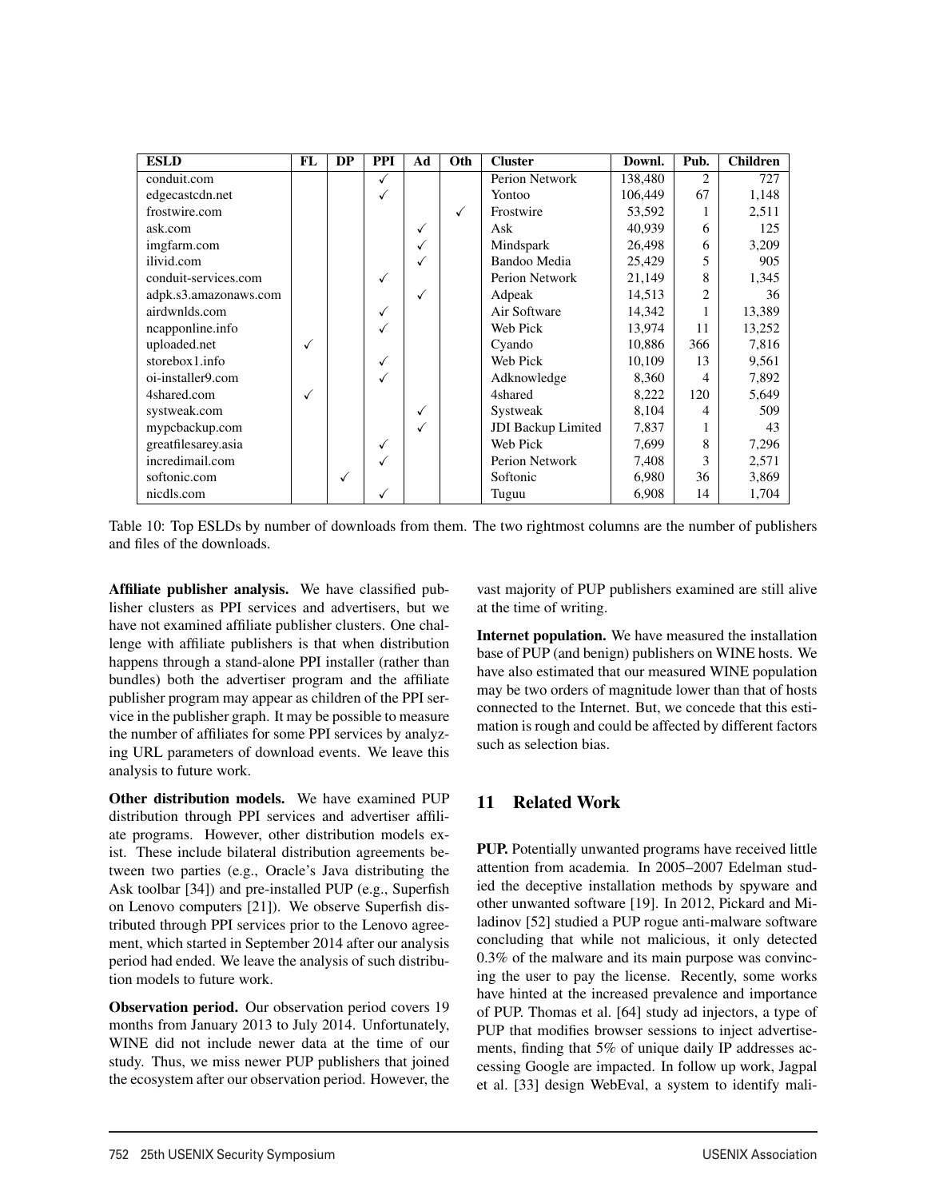| ESLD | FL | DP | PPI | Ad | Oth | Cluster | Downl. | Pub. | Children |
|---|---|---|---|---|---|---|---|---|---|
| conduit.com | | | ✓ | | | Perion Network | 138,480 | 2 | 727 |
| edgecastcdn.net | | | ✓ | | | Yontoo | 106,449 | 67 | 1,148 |
| frostwire.com | | | | | ✓ | Frostwire | 53,592 | 1 | 2,511 |
| ask.com | | | | ✓ | | Ask | 40,939 | 6 | 125 |
| imgfarm.com | | | | ✓ | | Mindspark | 26,498 | 6 | 3,209 |
| ilivid.com | | | | ✓ | | Bandoo Media | 25,429 | 5 | 905 |
| conduit-services.com | | | ✓ | | | Perion Network | 21,149 | 8 | 1,345 |
| adpk.s3.amazonaws.com | | | | ✓ | | Adpeak | 14,513 | 2 | 36 |
| airdwnlds.com | | | ✓ | | | Air Software | 14,342 | 1 | 13,389 |
| ncapponline.info | | | ✓ | | | Web Pick | 13,974 | 11 | 13,252 |
| uploaded.net | ✓ | | | | | Cyando | 10,886 | 366 | 7,816 |
| storebox1.info | | | ✓ | | | Web Pick | 10,109 | 13 | 9,561 |
| oi-installer9.com | | | ✓ | | | Adknowledge | 8,360 | 4 | 7,892 |
| 4shared.com | ✓ | | | | | 4shared | 8,222 | 120 | 5,649 |
| systweak.com | | | | ✓ | | Systweak | 8,104 | 4 | 509 |
| mypcbackup.com | | | | ✓ | | JDI Backup Limited | 7,837 | 1 | 43 |
| greatfilesarey.asia | | | ✓ | | | Web Pick | 7,699 | 8 | 7,296 |
| incredimail.com | | | ✓ | | | Perion Network | 7,408 | 3 | 2,571 |
| softonic.com | | ✓ | | | | Softonic | 6,980 | 36 | 3,869 |
| nicdls.com | | | ✓ | | | Tuguu | 6,908 | 14 | 1,704 |

Table 10: Top ESLDs by number of downloads from them. The two rightmost columns are the number of publishers and files of the downloads.

**Affiliate publisher analysis.** We have classified publisher clusters as PPI services and advertisers, but we have not examined affiliate publisher clusters. One challenge with affiliate publishers is that when distribution happens through a stand-alone PPI installer (rather than bundles) both the advertiser program and the affiliate publisher program may appear as children of the PPI service in the publisher graph. It may be possible to measure the number of affiliates for some PPI services by analyzing URL parameters of download events. We leave this analysis to future work.

**Other distribution models.** We have examined PUP distribution through PPI services and advertiser affiliate programs. However, other distribution models exist. These include bilateral distribution agreements between two parties (e.g., Oracle's Java distributing the Ask toolbar [34]) and pre-installed PUP (e.g., Superfish on Lenovo computers [21]). We observe Superfish distributed through PPI services prior to the Lenovo agreement, which started in September 2014 after our analysis period had ended. We leave the analysis of such distribution models to future work.

**Observation period.** Our observation period covers 19 months from January 2013 to July 2014. Unfortunately, WINE did not include newer data at the time of our study. Thus, we miss newer PUP publishers that joined the ecosystem after our observation period. However, the vast majority of PUP publishers examined are still alive at the time of writing.

**Internet population.** We have measured the installation base of PUP (and benign) publishers on WINE hosts. We have also estimated that our measured WINE population may be two orders of magnitude lower than that of hosts connected to the Internet. But, we concede that this estimation is rough and could be affected by different factors such as selection bias.

## 11 Related Work

**PUP.** Potentially unwanted programs have received little attention from academia. In 2005–2007 Edelman studied the deceptive installation methods by spyware and other unwanted software [19]. In 2012, Pickard and Miladinov [52] studied a PUP rogue anti-malware software concluding that while not malicious, it only detected 0.3% of the malware and its main purpose was convincing the user to pay the license. Recently, some works have hinted at the increased prevalence and importance of PUP. Thomas et al. [64] study ad injectors, a type of PUP that modifies browser sessions to inject advertisements, finding that 5% of unique daily IP addresses accessing Google are impacted. In follow up work, Jagpal et al. [33] design WebEval, a system to identify mali-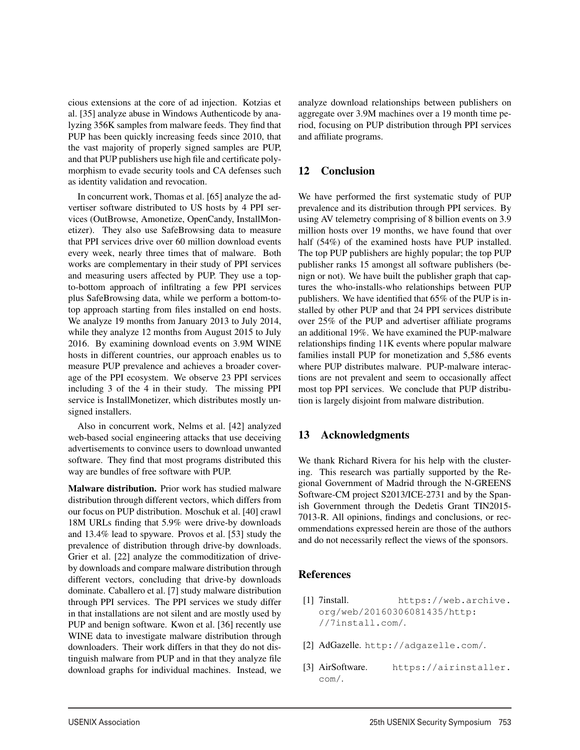cious extensions at the core of ad injection. Kotzias et al. [35] analyze abuse in Windows Authenticode by analyzing 356K samples from malware feeds. They find that PUP has been quickly increasing feeds since 2010, that the vast majority of properly signed samples are PUP, and that PUP publishers use high file and certificate polymorphism to evade security tools and CA defenses such as identity validation and revocation.

In concurrent work, Thomas et al. [65] analyze the advertiser software distributed to US hosts by 4 PPI services (OutBrowse, Amonetize, OpenCandy, InstallMonetizer). They also use SafeBrowsing data to measure that PPI services drive over 60 million download events every week, nearly three times that of malware. Both works are complementary in their study of PPI services and measuring users affected by PUP. They use a top-to-bottom approach of infiltrating a few PPI services plus SafeBrowsing data, while we perform a bottom-to-top approach starting from files installed on end hosts. We analyze 19 months from January 2013 to July 2014, while they analyze 12 months from August 2015 to July 2016. By examining download events on 3.9M WINE hosts in different countries, our approach enables us to measure PUP prevalence and achieves a broader coverage of the PPI ecosystem. We observe 23 PPI services including 3 of the 4 in their study. The missing PPI service is InstallMonetizer, which distributes mostly unsigned installers.

Also in concurrent work, Nelms et al. [42] analyzed web-based social engineering attacks that use deceiving advertisements to convince users to download unwanted software. They find that most programs distributed this way are bundles of free software with PUP.

**Malware distribution.** Prior work has studied malware distribution through different vectors, which differs from our focus on PUP distribution. Moschuk et al. [40] crawl 18M URLs finding that 5.9% were drive-by downloads and 13.4% lead to spyware. Provos et al. [53] study the prevalence of distribution through drive-by downloads. Grier et al. [22] analyze the commoditization of drive-by downloads and compare malware distribution through different vectors, concluding that drive-by downloads dominate. Caballero et al. [7] study malware distribution through PPI services. The PPI services we study differ in that installations are not silent and are mostly used by PUP and benign software. Kwon et al. [36] recently use WINE data to investigate malware distribution through downloaders. Their work differs in that they do not distinguish malware from PUP and in that they analyze file download graphs for individual machines. Instead, we analyze download relationships between publishers on aggregate over 3.9M machines over a 19 month time period, focusing on PUP distribution through PPI services and affiliate programs.

## 12 Conclusion

We have performed the first systematic study of PUP prevalence and its distribution through PPI services. By using AV telemetry comprising of 8 billion events on 3.9 million hosts over 19 months, we have found that over half (54%) of the examined hosts have PUP installed. The top PUP publishers are highly popular; the top PUP publisher ranks 15 amongst all software publishers (benign or not). We have built the publisher graph that captures the who-installs-who relationships between PUP publishers. We have identified that 65% of the PUP is installed by other PUP and that 24 PPI services distribute over 25% of the PUP and advertiser affiliate programs an additional 19%. We have examined the PUP-malware relationships finding 11K events where popular malware families install PUP for monetization and 5,586 events where PUP distributes malware. PUP-malware interactions are not prevalent and seem to occasionally affect most top PPI services. We conclude that PUP distribution is largely disjoint from malware distribution.

## 13 Acknowledgments

We thank Richard Rivera for his help with the clustering. This research was partially supported by the Regional Government of Madrid through the N-GREENS Software-CM project S2013/ICE-2731 and by the Spanish Government through the Dedetis Grant TIN2015-7013-R. All opinions, findings and conclusions, or recommendations expressed herein are those of the authors and do not necessarily reflect the views of the sponsors.

## References

[1] 7install. https://web.archive.org/web/20160306081435/http://7install.com/.

[2] AdGazelle. http://adgazelle.com/.

[3] AirSoftware. https://airinstaller.com/.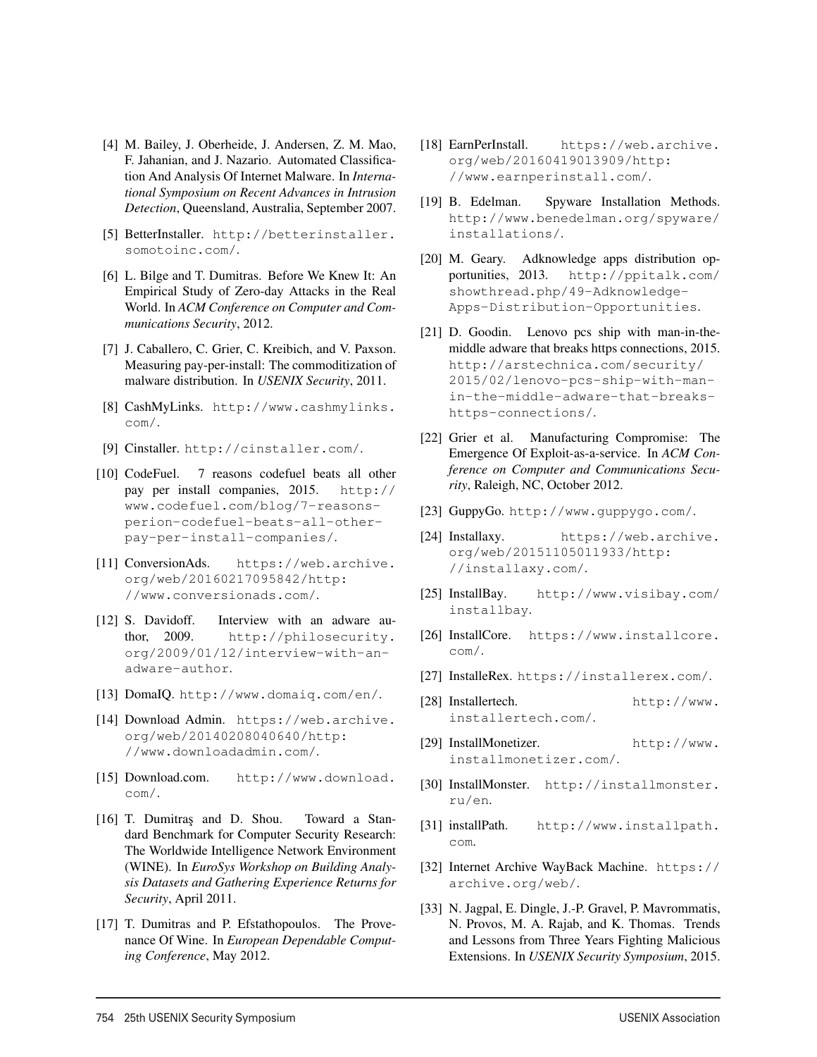[4] M. Bailey, J. Oberheide, J. Andersen, Z. M. Mao, F. Jahanian, and J. Nazario. Automated Classification And Analysis Of Internet Malware. In *International Symposium on Recent Advances in Intrusion Detection*, Queensland, Australia, September 2007.

[5] BetterInstaller. http://betterinstaller.somotoinc.com/.

[6] L. Bilge and T. Dumitras. Before We Knew It: An Empirical Study of Zero-day Attacks in the Real World. In *ACM Conference on Computer and Communications Security*, 2012.

[7] J. Caballero, C. Grier, C. Kreibich, and V. Paxson. Measuring pay-per-install: The commoditization of malware distribution. In *USENIX Security*, 2011.

[8] CashMyLinks. http://www.cashmylinks.com/.

[9] Cinstaller. http://cinstaller.com/.

[10] CodeFuel. 7 reasons codefuel beats all other pay per install companies, 2015. http://www.codefuel.com/blog/7-reasons-perion-codefuel-beats-all-other-pay-per-install-companies/.

[11] ConversionAds. https://web.archive.org/web/20160217095842/http://www.conversionads.com/.

[12] S. Davidoff. Interview with an adware author, 2009. http://philosecurity.org/2009/01/12/interview-with-an-adware-author.

[13] DomaIQ. http://www.domaiq.com/en/.

[14] Download Admin. https://web.archive.org/web/20140208040640/http://www.downloadadmin.com/.

[15] Download.com. http://www.download.com/.

[16] T. Dumitraş and D. Shou. Toward a Standard Benchmark for Computer Security Research: The Worldwide Intelligence Network Environment (WINE). In *EuroSys Workshop on Building Analysis Datasets and Gathering Experience Returns for Security*, April 2011.

[17] T. Dumitras and P. Efstathopoulos. The Provenance Of Wine. In *European Dependable Computing Conference*, May 2012.

[18] EarnPerInstall. https://web.archive.org/web/20160419013909/http://www.earnperinstall.com/.

[19] B. Edelman. Spyware Installation Methods. http://www.benedelman.org/spyware/installations/.

[20] M. Geary. Adknowledge apps distribution opportunities, 2013. http://ppitalk.com/showthread.php/49-Adknowledge-Apps-Distribution-Opportunities.

[21] D. Goodin. Lenovo pcs ship with man-in-the-middle adware that breaks https connections, 2015. http://arstechnica.com/security/2015/02/lenovo-pcs-ship-with-man-in-the-middle-adware-that-breaks-https-connections/.

[22] Grier et al. Manufacturing Compromise: The Emergence Of Exploit-as-a-service. In *ACM Conference on Computer and Communications Security*, Raleigh, NC, October 2012.

[23] GuppyGo. http://www.guppygo.com/.

[24] Installaxy. https://web.archive.org/web/20151105011933/http://installaxy.com/.

[25] InstallBay. http://www.visibay.com/installbay.

[26] InstallCore. https://www.installcore.com/.

[27] InstalleRex. https://installerex.com/.

[28] Installertech. http://www.installertech.com/.

[29] InstallMonetizer. http://www.installmonetizer.com/.

[30] InstallMonster. http://installmonster.ru/en.

[31] installPath. http://www.installpath.com.

[32] Internet Archive WayBack Machine. https://archive.org/web/.

[33] N. Jagpal, E. Dingle, J.-P. Gravel, P. Mavrommatis, N. Provos, M. A. Rajab, and K. Thomas. Trends and Lessons from Three Years Fighting Malicious Extensions. In *USENIX Security Symposium*, 2015.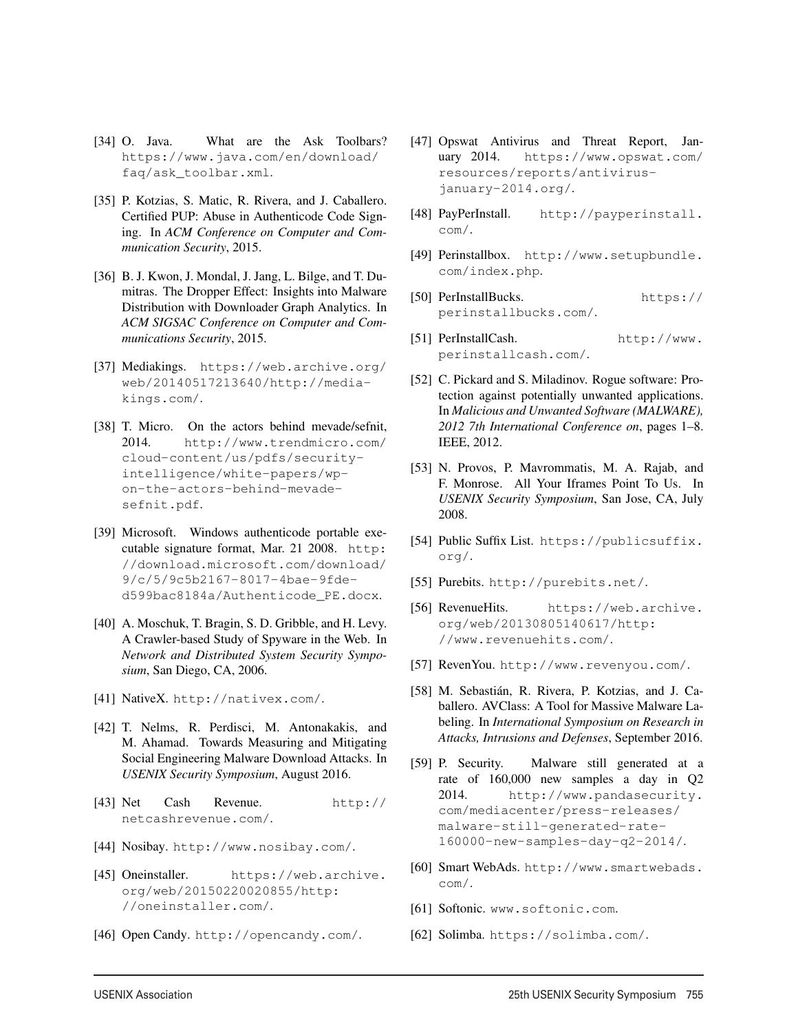[34] O. Java. What are the Ask Toolbars? https://www.java.com/en/download/faq/ask_toolbar.xml.

[35] P. Kotzias, S. Matic, R. Rivera, and J. Caballero. Certified PUP: Abuse in Authenticode Code Signing. In *ACM Conference on Computer and Communication Security*, 2015.

[36] B. J. Kwon, J. Mondal, J. Jang, L. Bilge, and T. Dumitras. The Dropper Effect: Insights into Malware Distribution with Downloader Graph Analytics. In *ACM SIGSAC Conference on Computer and Communications Security*, 2015.

[37] Mediakings. https://web.archive.org/web/20140517213640/http://media-kings.com/.

[38] T. Micro. On the actors behind mevade/sefnit, 2014. http://www.trendmicro.com/cloud-content/us/pdfs/security-intelligence/white-papers/wp-on-the-actors-behind-mevade-sefnit.pdf.

[39] Microsoft. Windows authenticode portable executable signature format, Mar. 21 2008. http://download.microsoft.com/download/9/c/5/9c5b2167-8017-4bae-9fde-d599bac8184a/Authenticode_PE.docx.

[40] A. Moschuk, T. Bragin, S. D. Gribble, and H. Levy. A Crawler-based Study of Spyware in the Web. In *Network and Distributed System Security Symposium*, San Diego, CA, 2006.

[41] NativeX. http://nativex.com/.

[42] T. Nelms, R. Perdisci, M. Antonakakis, and M. Ahamad. Towards Measuring and Mitigating Social Engineering Malware Download Attacks. In *USENIX Security Symposium*, August 2016.

[43] Net Cash Revenue. http://netcashrevenue.com/.

[44] Nosibay. http://www.nosibay.com/.

[45] Oneinstaller. https://web.archive.org/web/20150220020855/http://oneinstaller.com/.

[46] Open Candy. http://opencandy.com/.

[47] Opswat Antivirus and Threat Report, January 2014. https://www.opswat.com/resources/reports/antivirus-january-2014.org/.

[48] PayPerInstall. http://payperinstall.com/.

[49] Perinstallbox. http://www.setupbundle.com/index.php.

[50] PerInstallBucks. https://perinstallbucks.com/.

[51] PerInstallCash. http://www.perinstallcash.com/.

[52] C. Pickard and S. Miladinov. Rogue software: Protection against potentially unwanted applications. In *Malicious and Unwanted Software (MALWARE), 2012 7th International Conference on*, pages 1–8. IEEE, 2012.

[53] N. Provos, P. Mavrommatis, M. A. Rajab, and F. Monrose. All Your Iframes Point To Us. In *USENIX Security Symposium*, San Jose, CA, July 2008.

[54] Public Suffix List. https://publicsuffix.org/.

[55] Purebits. http://purebits.net/.

[56] RevenueHits. https://web.archive.org/web/20130805140617/http://www.revenuehits.com/.

[57] RevenYou. http://www.revenyou.com/.

[58] M. Sebastián, R. Rivera, P. Kotzias, and J. Caballero. AVClass: A Tool for Massive Malware Labeling. In *International Symposium on Research in Attacks, Intrusions and Defenses*, September 2016.

[59] P. Security. Malware still generated at a rate of 160,000 new samples a day in Q2 2014. http://www.pandasecurity.com/mediacenter/press-releases/malware-still-generated-rate-160000-new-samples-day-q2-2014/.

[60] Smart WebAds. http://www.smartwebads.com/.

[61] Softonic. www.softonic.com.

[62] Solimba. https://solimba.com/.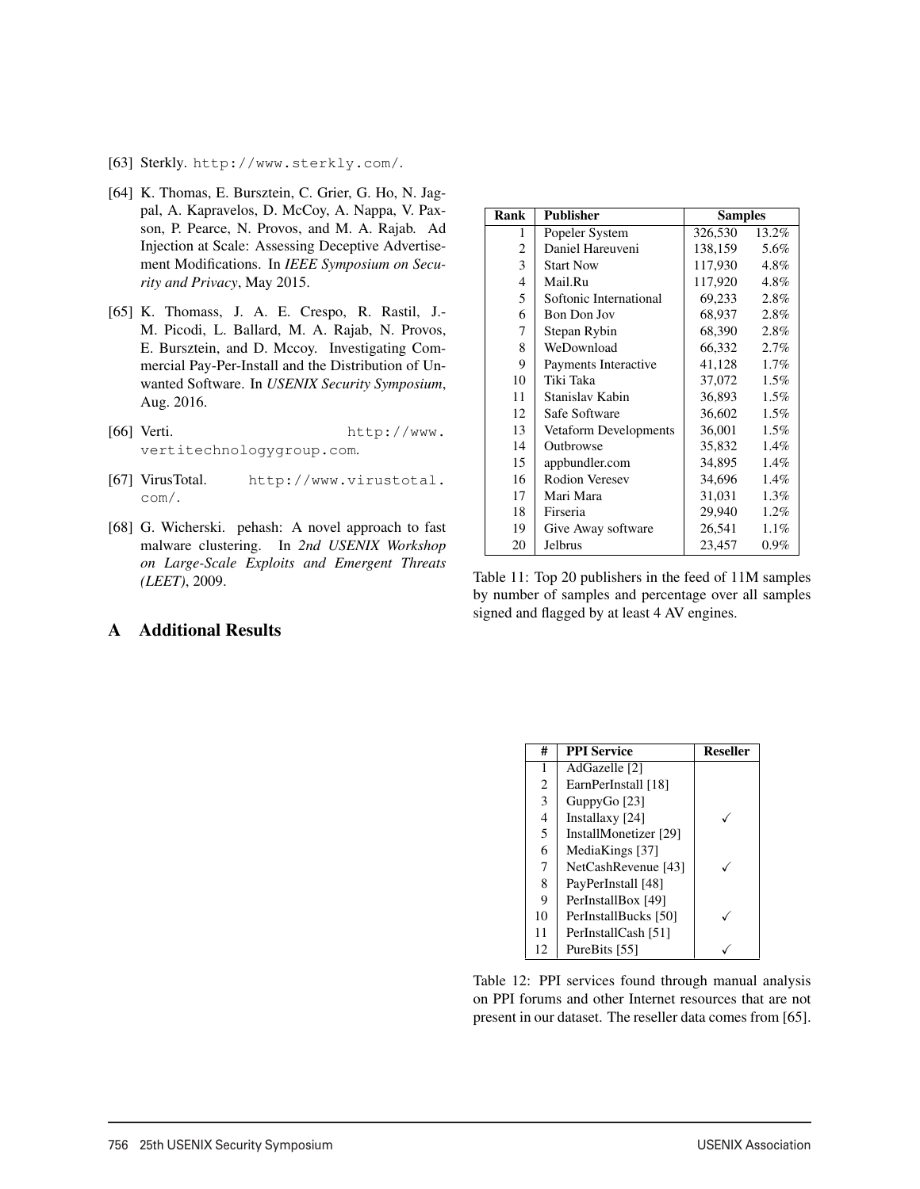[63] Sterkly. http://www.sterkly.com/.

[64] K. Thomas, E. Bursztein, C. Grier, G. Ho, N. Jagpal, A. Kapravelos, D. McCoy, A. Nappa, V. Paxson, P. Pearce, N. Provos, and M. A. Rajab. Ad Injection at Scale: Assessing Deceptive Advertisement Modifications. In *IEEE Symposium on Security and Privacy*, May 2015.

[65] K. Thomass, J. A. E. Crespo, R. Rastil, J.-M. Picodi, L. Ballard, M. A. Rajab, N. Provos, E. Bursztein, and D. Mccoy. Investigating Commercial Pay-Per-Install and the Distribution of Unwanted Software. In *USENIX Security Symposium*, Aug. 2016.

[66] Verti. http://www.vertitechnologygroup.com.

[67] VirusTotal. http://www.virustotal.com/.

[68] G. Wicherski. pehash: A novel approach to fast malware clustering. In *2nd USENIX Workshop on Large-Scale Exploits and Emergent Threats (LEET)*, 2009.

# A Additional Results

| Rank | Publisher | Samples | |
|---|---|---|---|
| 1 | Popeler System | 326,530 | 13.2% |
| 2 | Daniel Hareuveni | 138,159 | 5.6% |
| 3 | Start Now | 117,930 | 4.8% |
| 4 | Mail.Ru | 117,920 | 4.8% |
| 5 | Softonic International | 69,233 | 2.8% |
| 6 | Bon Don Jov | 68,937 | 2.8% |
| 7 | Stepan Rybin | 68,390 | 2.8% |
| 8 | WeDownload | 66,332 | 2.7% |
| 9 | Payments Interactive | 41,128 | 1.7% |
| 10 | Tiki Taka | 37,072 | 1.5% |
| 11 | Stanislav Kabin | 36,893 | 1.5% |
| 12 | Safe Software | 36,602 | 1.5% |
| 13 | Vetaform Developments | 36,001 | 1.5% |
| 14 | Outbrowse | 35,832 | 1.4% |
| 15 | appbundler.com | 34,895 | 1.4% |
| 16 | Rodion Veresev | 34,696 | 1.4% |
| 17 | Mari Mara | 31,031 | 1.3% |
| 18 | Firseria | 29,940 | 1.2% |
| 19 | Give Away software | 26,541 | 1.1% |
| 20 | Jelbrus | 23,457 | 0.9% |

Table 11: Top 20 publishers in the feed of 11M samples by number of samples and percentage over all samples signed and flagged by at least 4 AV engines.

| # | PPI Service | Reseller |
|---|---|---|
| 1 | AdGazelle [2] | |
| 2 | EarnPerInstall [18] | |
| 3 | GuppyGo [23] | |
| 4 | Installaxy [24] | ✓ |
| 5 | InstallMonetizer [29] | |
| 6 | MediaKings [37] | |
| 7 | NetCashRevenue [43] | ✓ |
| 8 | PayPerInstall [48] | |
| 9 | PerInstallBox [49] | |
| 10 | PerInstallBucks [50] | ✓ |
| 11 | PerInstallCash [51] | |
| 12 | PureBits [55] | ✓ |

Table 12: PPI services found through manual analysis on PPI forums and other Internet resources that are not present in our dataset. The reseller data comes from [65].